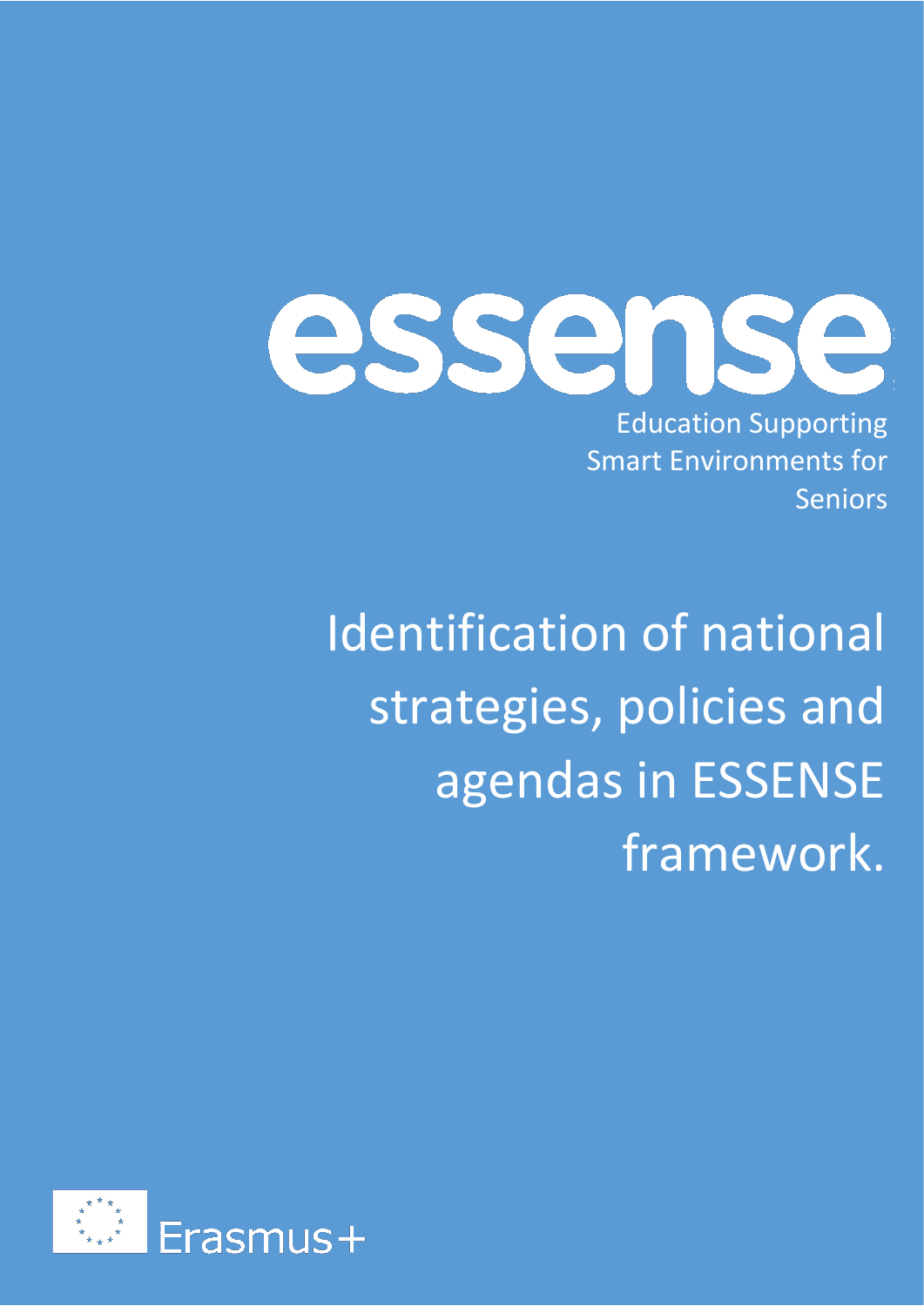# essense

Education Supporting Smart Environments for Seniors

# Identification of national strategies, policies and agendas in ESSENSE framework.

Erasmus+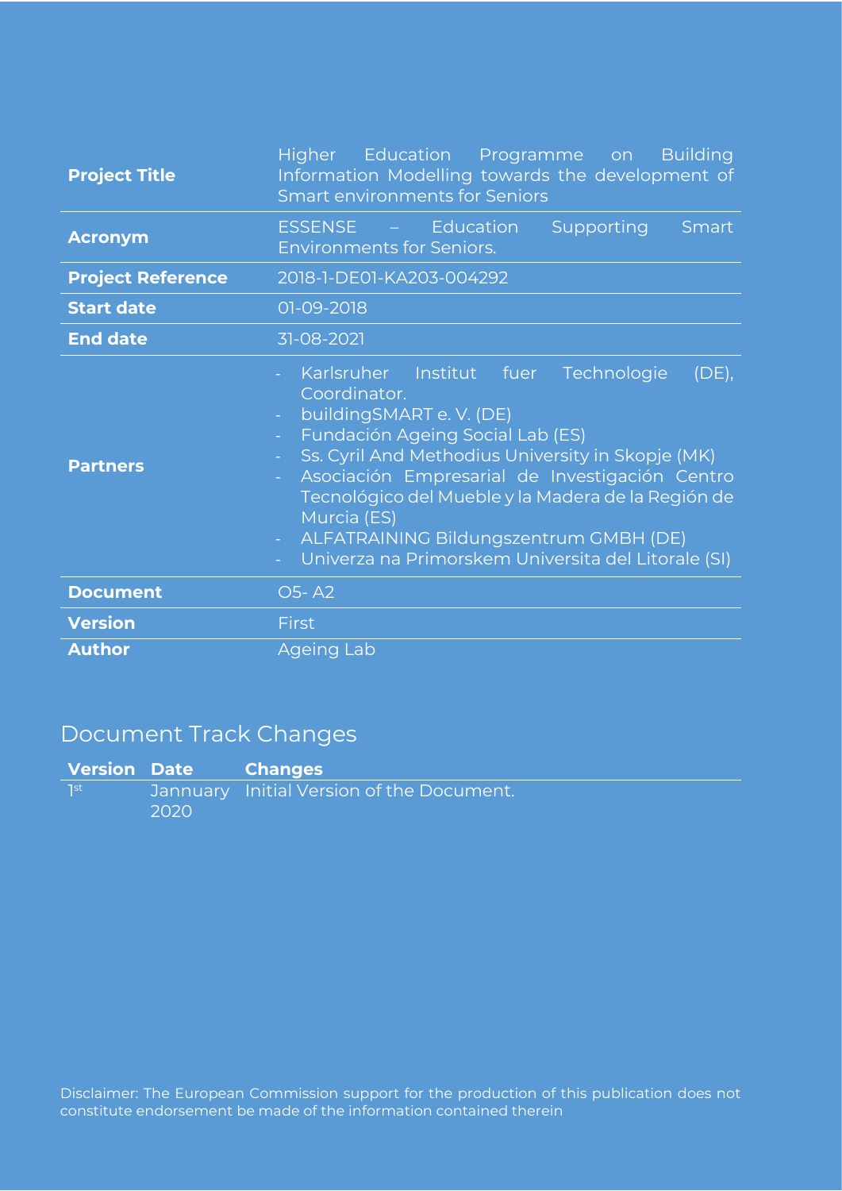| | |
|---|---|
| **Project Title** | Higher Education Programme on Building Information Modelling towards the development of Smart environments for Seniors |
| **Acronym** | ESSENSE – Education Supporting Smart Environments for Seniors. |
| **Project Reference** | 2018-1-DE01-KA203-004292 |
| **Start date** | 01-09-2018 |
| **End date** | 31-08-2021 |
| **Partners** | - Karlsruher Institut fuer Technologie (DE), Coordinator.<br>- buildingSMART e. V. (DE)<br>- Fundación Ageing Social Lab (ES)<br>- Ss. Cyril And Methodius University in Skopje (MK)<br>- Asociación Empresarial de Investigación Centro Tecnológico del Mueble y la Madera de la Región de Murcia (ES)<br>- ALFATRAINING Bildungszentrum GMBH (DE)<br>- Univerza na Primorskem Universita del Litorale (SI) |
| **Document** | O5- A2 |
| **Version** | First |
| **Author** | Ageing Lab |

## Document Track Changes

| Version | Date | Changes |
|---|---|---|
| 1st | Jannuary 2020 | Initial Version of the Document. |

Disclaimer: The European Commission support for the production of this publication does not constitute endorsement be made of the information contained therein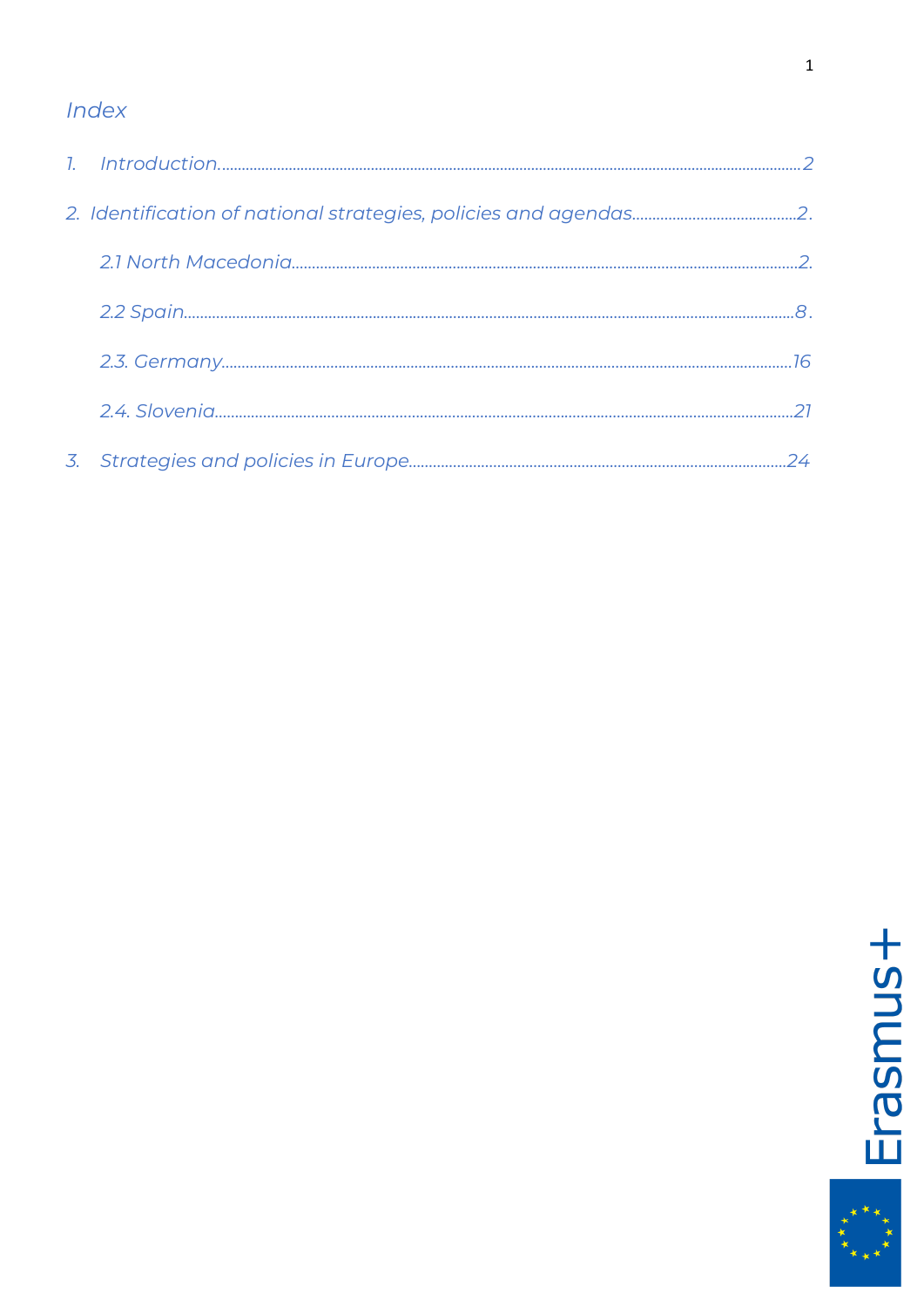## *Index*

1. *Introduction......................................................................................................................................2*
2. *Identification of national strategies, policies and agendas........................................2*
   - *2.1 North Macedonia....................................................................................................2*
   - *2.2 Spain..........................................................................................................................8*
   - *2.3. Germany...................................................................................................................16*
   - *2.4. Slovenia....................................................................................................................21*
3. *Strategies and policies in Europe.............................................................................24*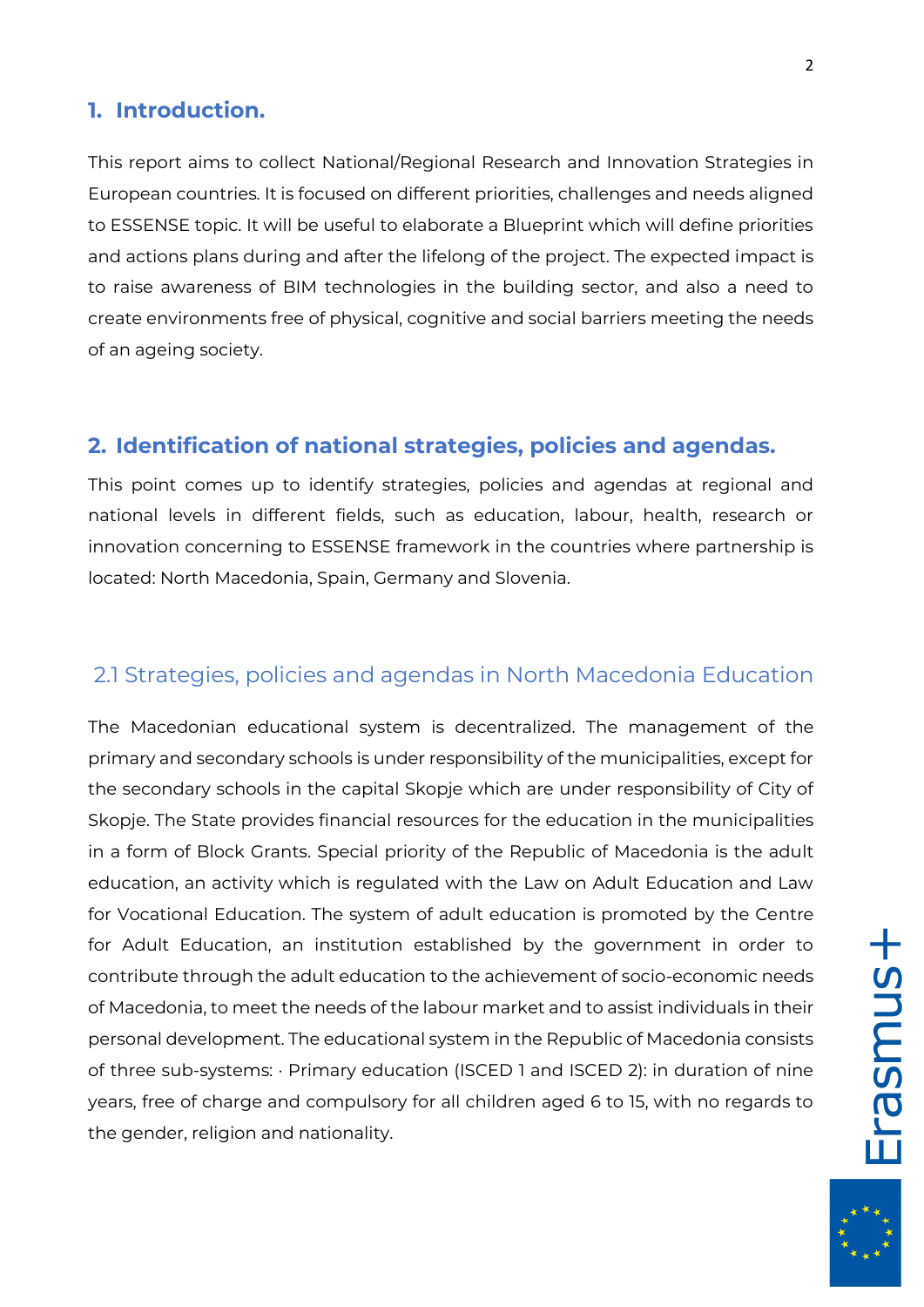## 1. Introduction.

This report aims to collect National/Regional Research and Innovation Strategies in European countries. It is focused on different priorities, challenges and needs aligned to ESSENSE topic. It will be useful to elaborate a Blueprint which will define priorities and actions plans during and after the lifelong of the project. The expected impact is to raise awareness of BIM technologies in the building sector, and also a need to create environments free of physical, cognitive and social barriers meeting the needs of an ageing society.

## 2. Identification of national strategies, policies and agendas.

This point comes up to identify strategies, policies and agendas at regional and national levels in different fields, such as education, labour, health, research or innovation concerning to ESSENSE framework in the countries where partnership is located: North Macedonia, Spain, Germany and Slovenia.

### 2.1 Strategies, policies and agendas in North Macedonia Education

The Macedonian educational system is decentralized. The management of the primary and secondary schools is under responsibility of the municipalities, except for the secondary schools in the capital Skopje which are under responsibility of City of Skopje. The State provides financial resources for the education in the municipalities in a form of Block Grants. Special priority of the Republic of Macedonia is the adult education, an activity which is regulated with the Law on Adult Education and Law for Vocational Education. The system of adult education is promoted by the Centre for Adult Education, an institution established by the government in order to contribute through the adult education to the achievement of socio-economic needs of Macedonia, to meet the needs of the labour market and to assist individuals in their personal development. The educational system in the Republic of Macedonia consists of three sub-systems: · Primary education (ISCED 1 and ISCED 2): in duration of nine years, free of charge and compulsory for all children aged 6 to 15, with no regards to the gender, religion and nationality.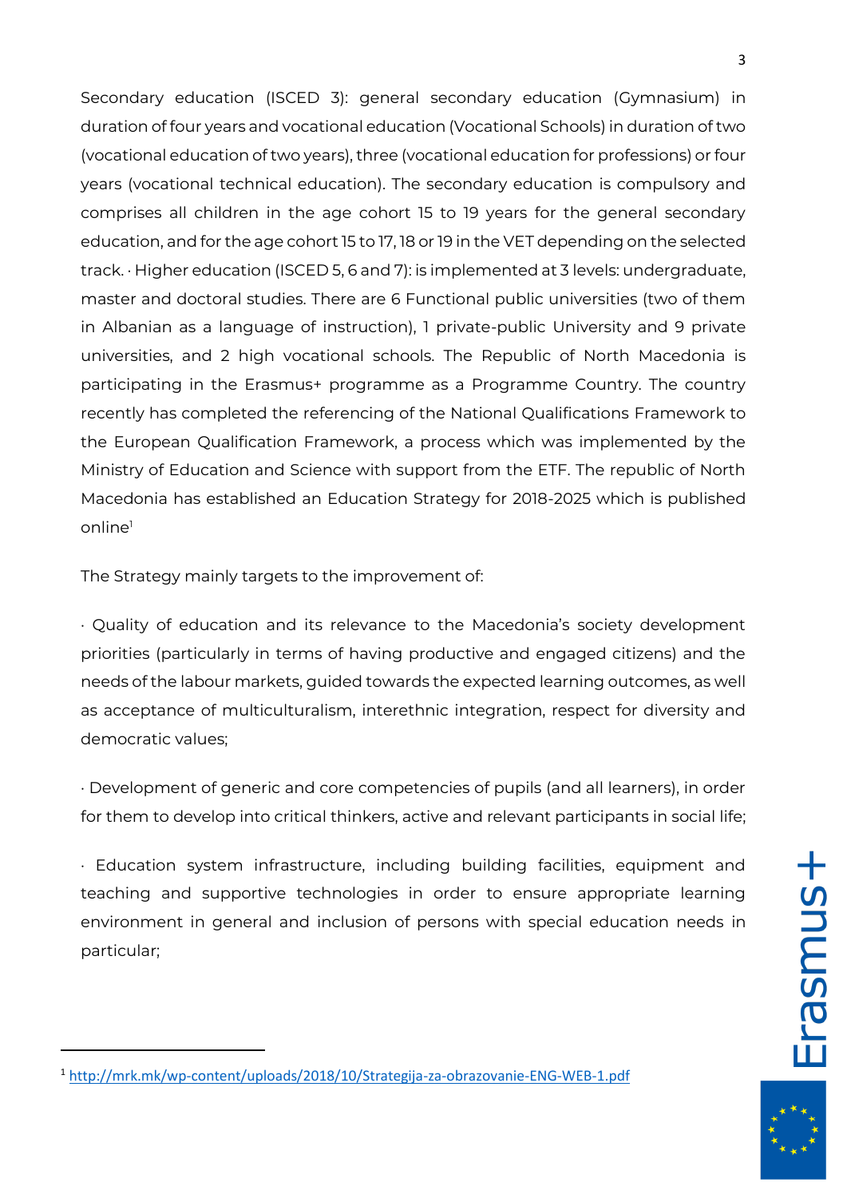Secondary education (ISCED 3): general secondary education (Gymnasium) in duration of four years and vocational education (Vocational Schools) in duration of two (vocational education of two years), three (vocational education for professions) or four years (vocational technical education). The secondary education is compulsory and comprises all children in the age cohort 15 to 19 years for the general secondary education, and for the age cohort 15 to 17, 18 or 19 in the VET depending on the selected track. · Higher education (ISCED 5, 6 and 7): is implemented at 3 levels: undergraduate, master and doctoral studies. There are 6 Functional public universities (two of them in Albanian as a language of instruction), 1 private-public University and 9 private universities, and 2 high vocational schools. The Republic of North Macedonia is participating in the Erasmus+ programme as a Programme Country. The country recently has completed the referencing of the National Qualifications Framework to the European Qualification Framework, a process which was implemented by the Ministry of Education and Science with support from the ETF. The republic of North Macedonia has established an Education Strategy for 2018-2025 which is published online[1]

The Strategy mainly targets to the improvement of:

· Quality of education and its relevance to the Macedonia's society development priorities (particularly in terms of having productive and engaged citizens) and the needs of the labour markets, guided towards the expected learning outcomes, as well as acceptance of multiculturalism, interethnic integration, respect for diversity and democratic values;

· Development of generic and core competencies of pupils (and all learners), in order for them to develop into critical thinkers, active and relevant participants in social life;

· Education system infrastructure, including building facilities, equipment and teaching and supportive technologies in order to ensure appropriate learning environment in general and inclusion of persons with special education needs in particular;

---

[1] http://mrk.mk/wp-content/uploads/2018/10/Strategija-za-obrazovanie-ENG-WEB-1.pdf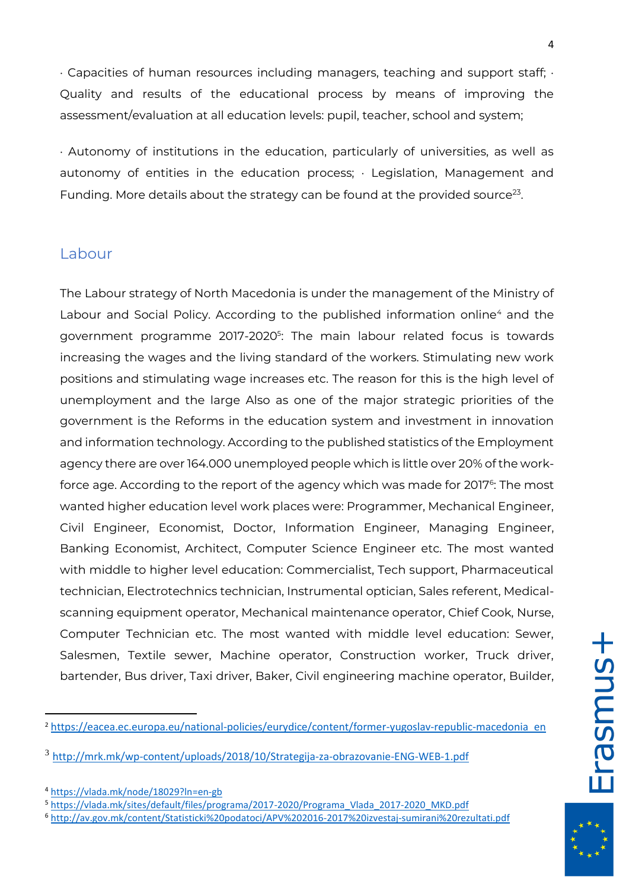· Capacities of human resources including managers, teaching and support staff; · Quality and results of the educational process by means of improving the assessment/evaluation at all education levels: pupil, teacher, school and system;

· Autonomy of institutions in the education, particularly of universities, as well as autonomy of entities in the education process; · Legislation, Management and Funding. More details about the strategy can be found at the provided source[23].

## Labour

The Labour strategy of North Macedonia is under the management of the Ministry of Labour and Social Policy. According to the published information online[4] and the government programme 2017-2020[5]: The main labour related focus is towards increasing the wages and the living standard of the workers. Stimulating new work positions and stimulating wage increases etc. The reason for this is the high level of unemployment and the large Also as one of the major strategic priorities of the government is the Reforms in the education system and investment in innovation and information technology. According to the published statistics of the Employment agency there are over 164.000 unemployed people which is little over 20% of the work-force age. According to the report of the agency which was made for 2017[6]: The most wanted higher education level work places were: Programmer, Mechanical Engineer, Civil Engineer, Economist, Doctor, Information Engineer, Managing Engineer, Banking Economist, Architect, Computer Science Engineer etc. The most wanted with middle to higher level education: Commercialist, Tech support, Pharmaceutical technician, Electrotechnics technician, Instrumental optician, Sales referent, Medical-scanning equipment operator, Mechanical maintenance operator, Chief Cook, Nurse, Computer Technician etc. The most wanted with middle level education: Sewer, Salesmen, Textile sewer, Machine operator, Construction worker, Truck driver, bartender, Bus driver, Taxi driver, Baker, Civil engineering machine operator, Builder,

---

[2] https://eacea.ec.europa.eu/national-policies/eurydice/content/former-yugoslav-republic-macedonia_en

[3] http://mrk.mk/wp-content/uploads/2018/10/Strategija-za-obrazovanie-ENG-WEB-1.pdf

[4] https://vlada.mk/node/18029?ln=en-gb

[5] https://vlada.mk/sites/default/files/programa/2017-2020/Programa_Vlada_2017-2020_MKD.pdf

[6] http://av.gov.mk/content/Statisticki%20podatoci/APV%202016-2017%20izvestaj-sumirani%20rezultati.pdf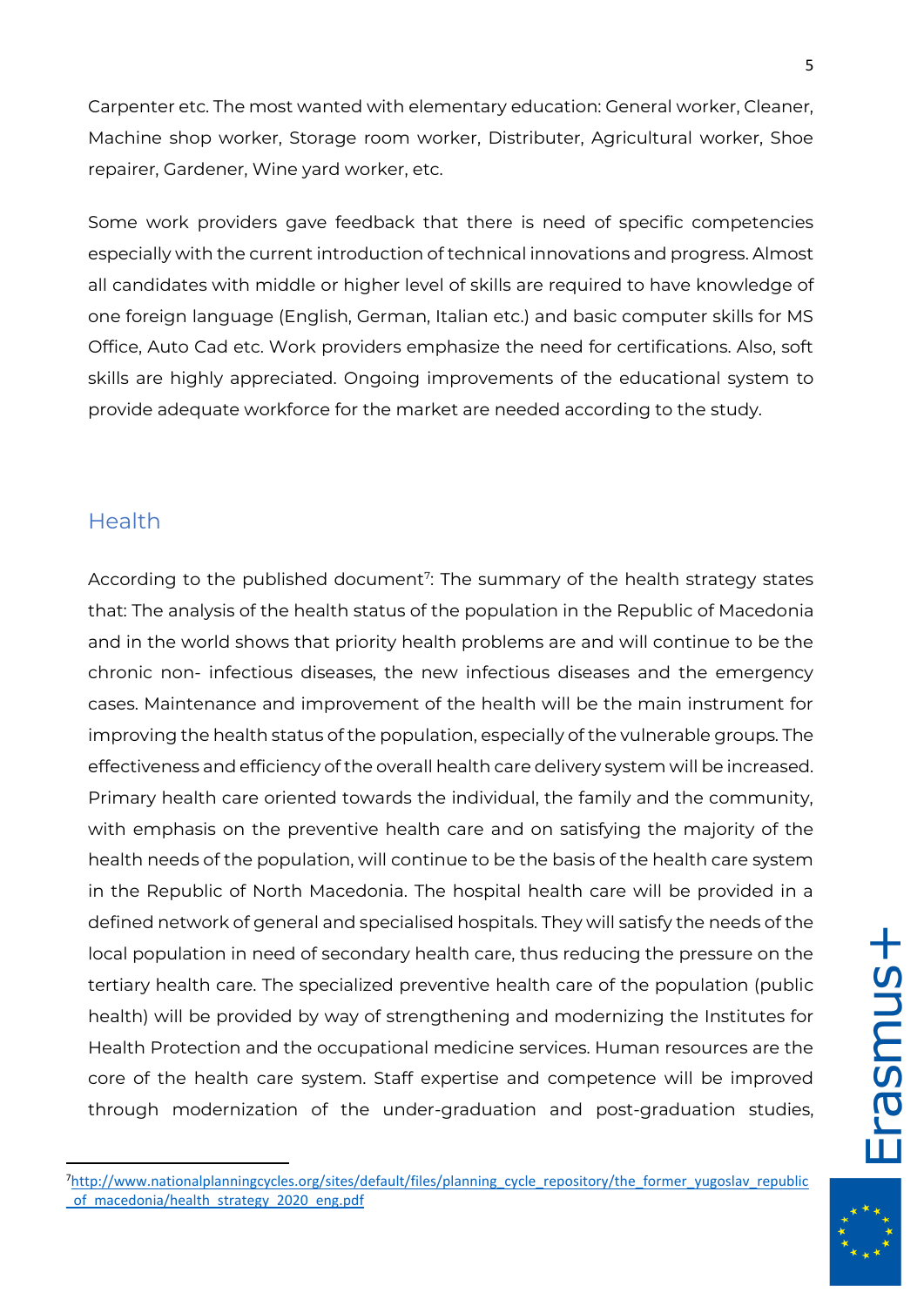Carpenter etc. The most wanted with elementary education: General worker, Cleaner, Machine shop worker, Storage room worker, Distributer, Agricultural worker, Shoe repairer, Gardener, Wine yard worker, etc.

Some work providers gave feedback that there is need of specific competencies especially with the current introduction of technical innovations and progress. Almost all candidates with middle or higher level of skills are required to have knowledge of one foreign language (English, German, Italian etc.) and basic computer skills for MS Office, Auto Cad etc. Work providers emphasize the need for certifications. Also, soft skills are highly appreciated. Ongoing improvements of the educational system to provide adequate workforce for the market are needed according to the study.

## Health

According to the published document[7]: The summary of the health strategy states that: The analysis of the health status of the population in the Republic of Macedonia and in the world shows that priority health problems are and will continue to be the chronic non- infectious diseases, the new infectious diseases and the emergency cases. Maintenance and improvement of the health will be the main instrument for improving the health status of the population, especially of the vulnerable groups. The effectiveness and efficiency of the overall health care delivery system will be increased. Primary health care oriented towards the individual, the family and the community, with emphasis on the preventive health care and on satisfying the majority of the health needs of the population, will continue to be the basis of the health care system in the Republic of North Macedonia. The hospital health care will be provided in a defined network of general and specialised hospitals. They will satisfy the needs of the local population in need of secondary health care, thus reducing the pressure on the tertiary health care. The specialized preventive health care of the population (public health) will be provided by way of strengthening and modernizing the Institutes for Health Protection and the occupational medicine services. Human resources are the core of the health care system. Staff expertise and competence will be improved through modernization of the under-graduation and post-graduation studies,

[7] http://www.nationalplanningcycles.org/sites/default/files/planning_cycle_repository/the_former_yugoslav_republic_of_macedonia/health_strategy_2020_eng.pdf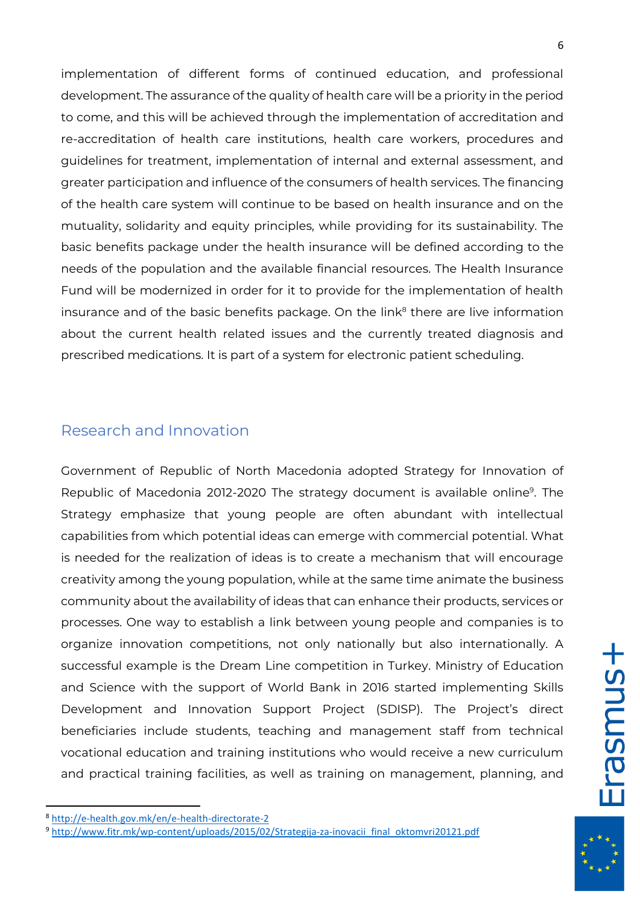implementation of different forms of continued education, and professional development. The assurance of the quality of health care will be a priority in the period to come, and this will be achieved through the implementation of accreditation and re-accreditation of health care institutions, health care workers, procedures and guidelines for treatment, implementation of internal and external assessment, and greater participation and influence of the consumers of health services. The financing of the health care system will continue to be based on health insurance and on the mutuality, solidarity and equity principles, while providing for its sustainability. The basic benefits package under the health insurance will be defined according to the needs of the population and the available financial resources. The Health Insurance Fund will be modernized in order for it to provide for the implementation of health insurance and of the basic benefits package. On the link[8] there are live information about the current health related issues and the currently treated diagnosis and prescribed medications. It is part of a system for electronic patient scheduling.

## Research and Innovation

Government of Republic of North Macedonia adopted Strategy for Innovation of Republic of Macedonia 2012-2020 The strategy document is available online[9]. The Strategy emphasize that young people are often abundant with intellectual capabilities from which potential ideas can emerge with commercial potential. What is needed for the realization of ideas is to create a mechanism that will encourage creativity among the young population, while at the same time animate the business community about the availability of ideas that can enhance their products, services or processes. One way to establish a link between young people and companies is to organize innovation competitions, not only nationally but also internationally. A successful example is the Dream Line competition in Turkey. Ministry of Education and Science with the support of World Bank in 2016 started implementing Skills Development and Innovation Support Project (SDISP). The Project's direct beneficiaries include students, teaching and management staff from technical vocational education and training institutions who would receive a new curriculum and practical training facilities, as well as training on management, planning, and

---

[8] http://e-health.gov.mk/en/e-health-directorate-2

[9] http://www.fitr.mk/wp-content/uploads/2015/02/Strategija-za-inovacii_final_oktomvri20121.pdf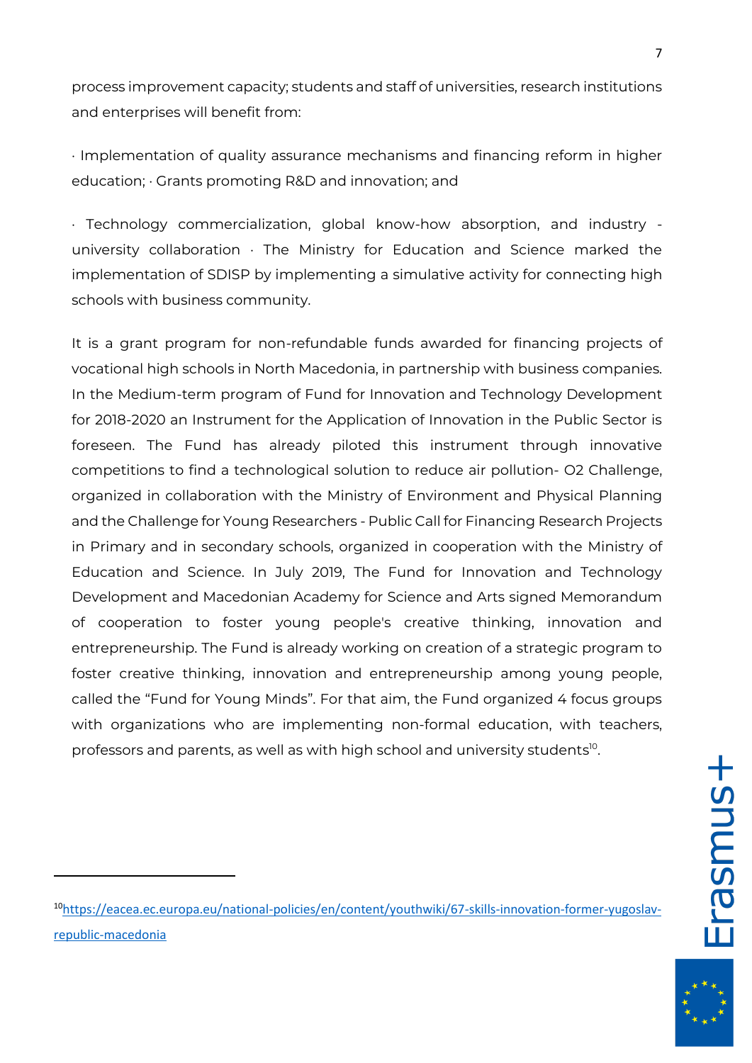process improvement capacity; students and staff of universities, research institutions and enterprises will benefit from:

· Implementation of quality assurance mechanisms and financing reform in higher education; · Grants promoting R&D and innovation; and

· Technology commercialization, global know-how absorption, and industry - university collaboration · The Ministry for Education and Science marked the implementation of SDISP by implementing a simulative activity for connecting high schools with business community.

It is a grant program for non-refundable funds awarded for financing projects of vocational high schools in North Macedonia, in partnership with business companies. In the Medium-term program of Fund for Innovation and Technology Development for 2018-2020 an Instrument for the Application of Innovation in the Public Sector is foreseen. The Fund has already piloted this instrument through innovative competitions to find a technological solution to reduce air pollution- O2 Challenge, organized in collaboration with the Ministry of Environment and Physical Planning and the Challenge for Young Researchers - Public Call for Financing Research Projects in Primary and in secondary schools, organized in cooperation with the Ministry of Education and Science. In July 2019, The Fund for Innovation and Technology Development and Macedonian Academy for Science and Arts signed Memorandum of cooperation to foster young people's creative thinking, innovation and entrepreneurship. The Fund is already working on creation of a strategic program to foster creative thinking, innovation and entrepreneurship among young people, called the "Fund for Young Minds". For that aim, the Fund organized 4 focus groups with organizations who are implementing non-formal education, with teachers, professors and parents, as well as with high school and university students[10].

---

[10] https://eacea.ec.europa.eu/national-policies/en/content/youthwiki/67-skills-innovation-former-yugoslav-republic-macedonia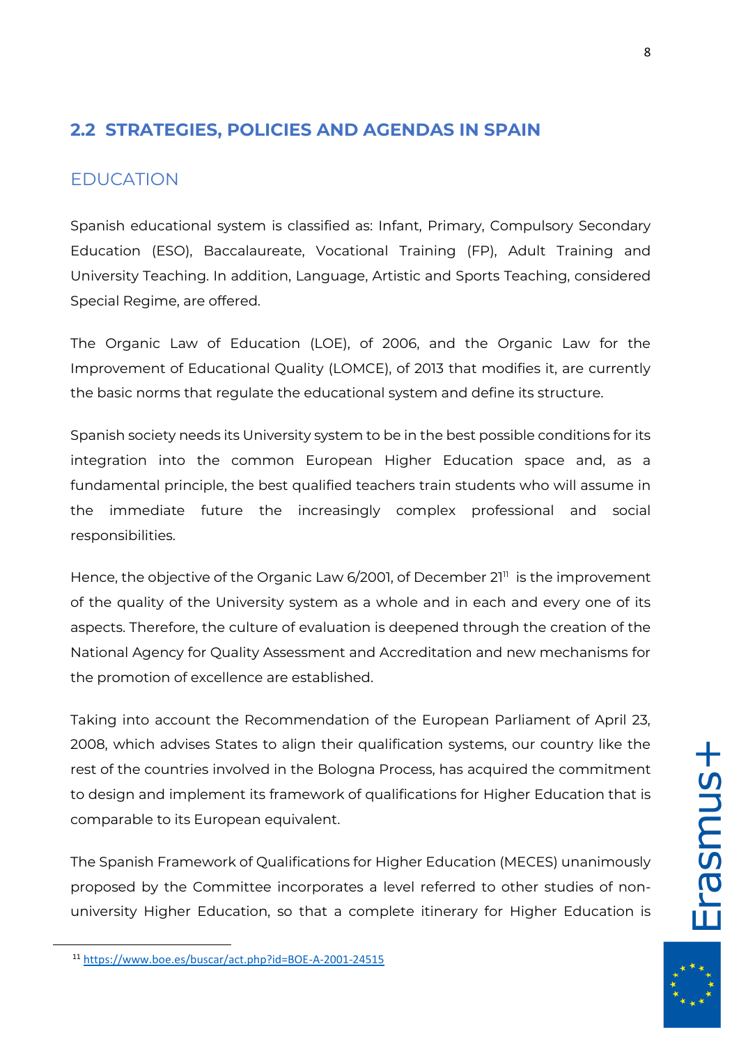## 2.2 STRATEGIES, POLICIES AND AGENDAS IN SPAIN

### EDUCATION

Spanish educational system is classified as: Infant, Primary, Compulsory Secondary Education (ESO), Baccalaureate, Vocational Training (FP), Adult Training and University Teaching. In addition, Language, Artistic and Sports Teaching, considered Special Regime, are offered.

The Organic Law of Education (LOE), of 2006, and the Organic Law for the Improvement of Educational Quality (LOMCE), of 2013 that modifies it, are currently the basic norms that regulate the educational system and define its structure.

Spanish society needs its University system to be in the best possible conditions for its integration into the common European Higher Education space and, as a fundamental principle, the best qualified teachers train students who will assume in the immediate future the increasingly complex professional and social responsibilities.

Hence, the objective of the Organic Law 6/2001, of December 21[11] is the improvement of the quality of the University system as a whole and in each and every one of its aspects. Therefore, the culture of evaluation is deepened through the creation of the National Agency for Quality Assessment and Accreditation and new mechanisms for the promotion of excellence are established.

Taking into account the Recommendation of the European Parliament of April 23, 2008, which advises States to align their qualification systems, our country like the rest of the countries involved in the Bologna Process, has acquired the commitment to design and implement its framework of qualifications for Higher Education that is comparable to its European equivalent.

The Spanish Framework of Qualifications for Higher Education (MECES) unanimously proposed by the Committee incorporates a level referred to other studies of non-university Higher Education, so that a complete itinerary for Higher Education is

[11] https://www.boe.es/buscar/act.php?id=BOE-A-2001-24515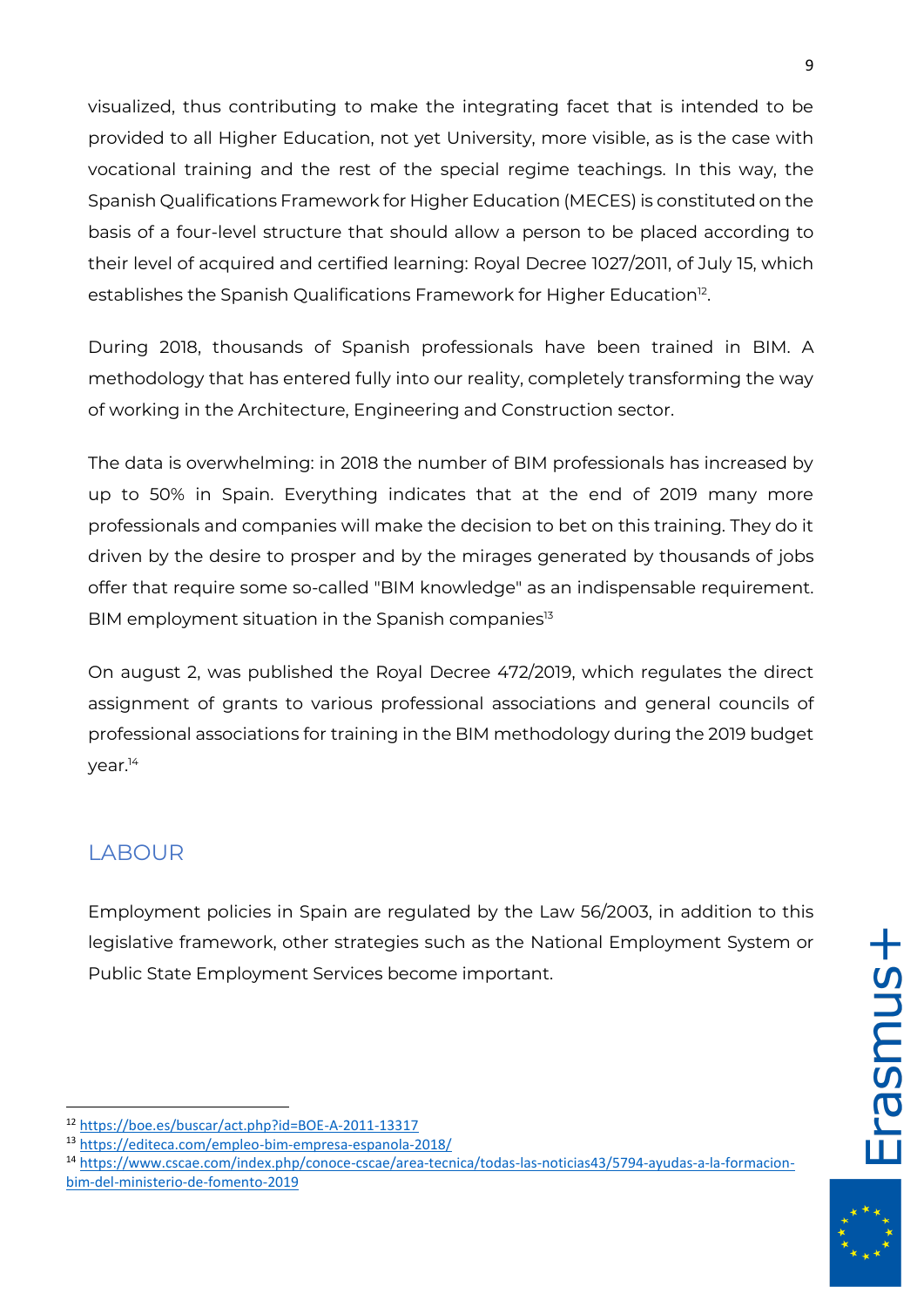visualized, thus contributing to make the integrating facet that is intended to be provided to all Higher Education, not yet University, more visible, as is the case with vocational training and the rest of the special regime teachings. In this way, the Spanish Qualifications Framework for Higher Education (MECES) is constituted on the basis of a four-level structure that should allow a person to be placed according to their level of acquired and certified learning: Royal Decree 1027/2011, of July 15, which establishes the Spanish Qualifications Framework for Higher Education[12].

During 2018, thousands of Spanish professionals have been trained in BIM. A methodology that has entered fully into our reality, completely transforming the way of working in the Architecture, Engineering and Construction sector.

The data is overwhelming: in 2018 the number of BIM professionals has increased by up to 50% in Spain. Everything indicates that at the end of 2019 many more professionals and companies will make the decision to bet on this training. They do it driven by the desire to prosper and by the mirages generated by thousands of jobs offer that require some so-called "BIM knowledge" as an indispensable requirement. BIM employment situation in the Spanish companies[13]

On august 2, was published the Royal Decree 472/2019, which regulates the direct assignment of grants to various professional associations and general councils of professional associations for training in the BIM methodology during the 2019 budget year.[14]

## LABOUR

Employment policies in Spain are regulated by the Law 56/2003, in addition to this legislative framework, other strategies such as the National Employment System or Public State Employment Services become important.

---

[12] https://boe.es/buscar/act.php?id=BOE-A-2011-13317

[13] https://editeca.com/empleo-bim-empresa-espanola-2018/

[14] https://www.cscae.com/index.php/conoce-cscae/area-tecnica/todas-las-noticias43/5794-ayudas-a-la-formacion-bim-del-ministerio-de-fomento-2019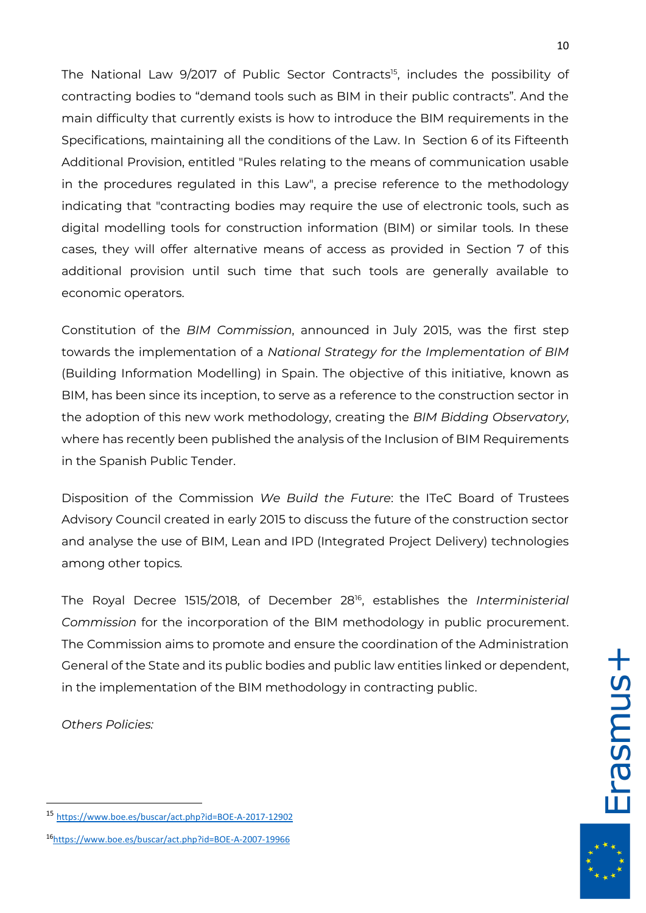The National Law 9/2017 of Public Sector Contracts[15], includes the possibility of contracting bodies to "demand tools such as BIM in their public contracts". And the main difficulty that currently exists is how to introduce the BIM requirements in the Specifications, maintaining all the conditions of the Law. In Section 6 of its Fifteenth Additional Provision, entitled "Rules relating to the means of communication usable in the procedures regulated in this Law", a precise reference to the methodology indicating that "contracting bodies may require the use of electronic tools, such as digital modelling tools for construction information (BIM) or similar tools. In these cases, they will offer alternative means of access as provided in Section 7 of this additional provision until such time that such tools are generally available to economic operators.

Constitution of the *BIM Commission*, announced in July 2015, was the first step towards the implementation of a *National Strategy for the Implementation of BIM* (Building Information Modelling) in Spain. The objective of this initiative, known as BIM, has been since its inception, to serve as a reference to the construction sector in the adoption of this new work methodology, creating the *BIM Bidding Observatory*, where has recently been published the analysis of the Inclusion of BIM Requirements in the Spanish Public Tender.

Disposition of the Commission *We Build the Future*: the ITeC Board of Trustees Advisory Council created in early 2015 to discuss the future of the construction sector and analyse the use of BIM, Lean and IPD (Integrated Project Delivery) technologies among other topics.

The Royal Decree 1515/2018, of December 28[16], establishes the *Interministerial Commission* for the incorporation of the BIM methodology in public procurement. The Commission aims to promote and ensure the coordination of the Administration General of the State and its public bodies and public law entities linked or dependent, in the implementation of the BIM methodology in contracting public.

*Others Policies:*

---

[15] https://www.boe.es/buscar/act.php?id=BOE-A-2017-12902

[16] https://www.boe.es/buscar/act.php?id=BOE-A-2007-19966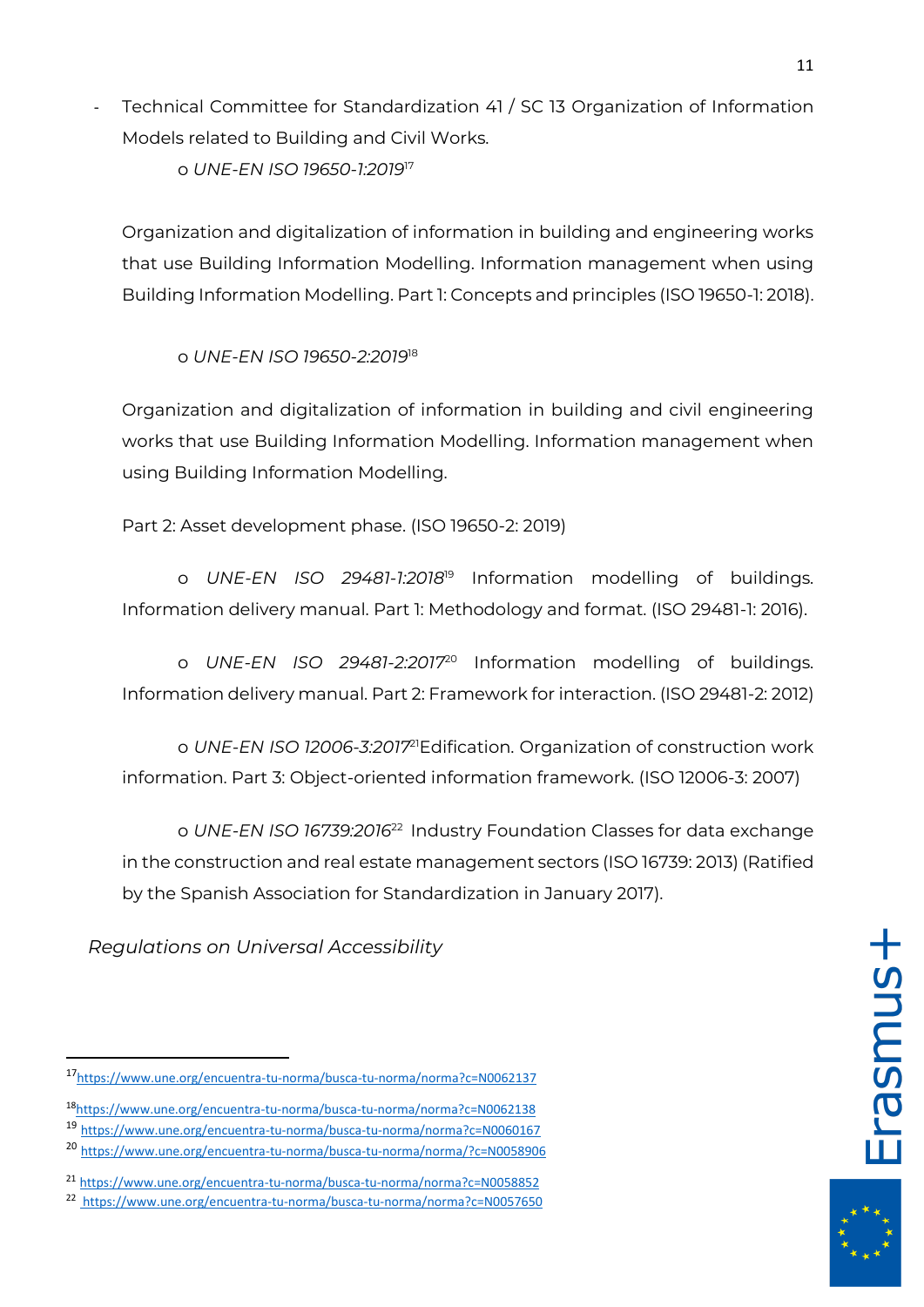- Technical Committee for Standardization 41 / SC 13 Organization of Information Models related to Building and Civil Works.
  - *UNE-EN ISO 19650-1:2019*[17]

Organization and digitalization of information in building and engineering works that use Building Information Modelling. Information management when using Building Information Modelling. Part 1: Concepts and principles (ISO 19650-1: 2018).

  - *UNE-EN ISO 19650-2:2019*[18]

Organization and digitalization of information in building and civil engineering works that use Building Information Modelling. Information management when using Building Information Modelling.

Part 2: Asset development phase. (ISO 19650-2: 2019)

  - *UNE-EN ISO 29481-1:2018*[19] Information modelling of buildings. Information delivery manual. Part 1: Methodology and format. (ISO 29481-1: 2016).

  - *UNE-EN ISO 29481-2:2017*[20] Information modelling of buildings. Information delivery manual. Part 2: Framework for interaction. (ISO 29481-2: 2012)

  - *UNE-EN ISO 12006-3:2017*[21]Edification. Organization of construction work information. Part 3: Object-oriented information framework. (ISO 12006-3: 2007)

  - *UNE-EN ISO 16739:2016*[22] Industry Foundation Classes for data exchange in the construction and real estate management sectors (ISO 16739: 2013) (Ratified by the Spanish Association for Standardization in January 2017).

*Regulations on Universal Accessibility*

---

[17] https://www.une.org/encuentra-tu-norma/busca-tu-norma/norma?c=N0062137

[18] https://www.une.org/encuentra-tu-norma/busca-tu-norma/norma?c=N0062138

[19] https://www.une.org/encuentra-tu-norma/busca-tu-norma/norma?c=N0060167

[20] https://www.une.org/encuentra-tu-norma/busca-tu-norma/norma/?c=N0058906

[21] https://www.une.org/encuentra-tu-norma/busca-tu-norma/norma?c=N0058852

[22] https://www.une.org/encuentra-tu-norma/busca-tu-norma/norma?c=N0057650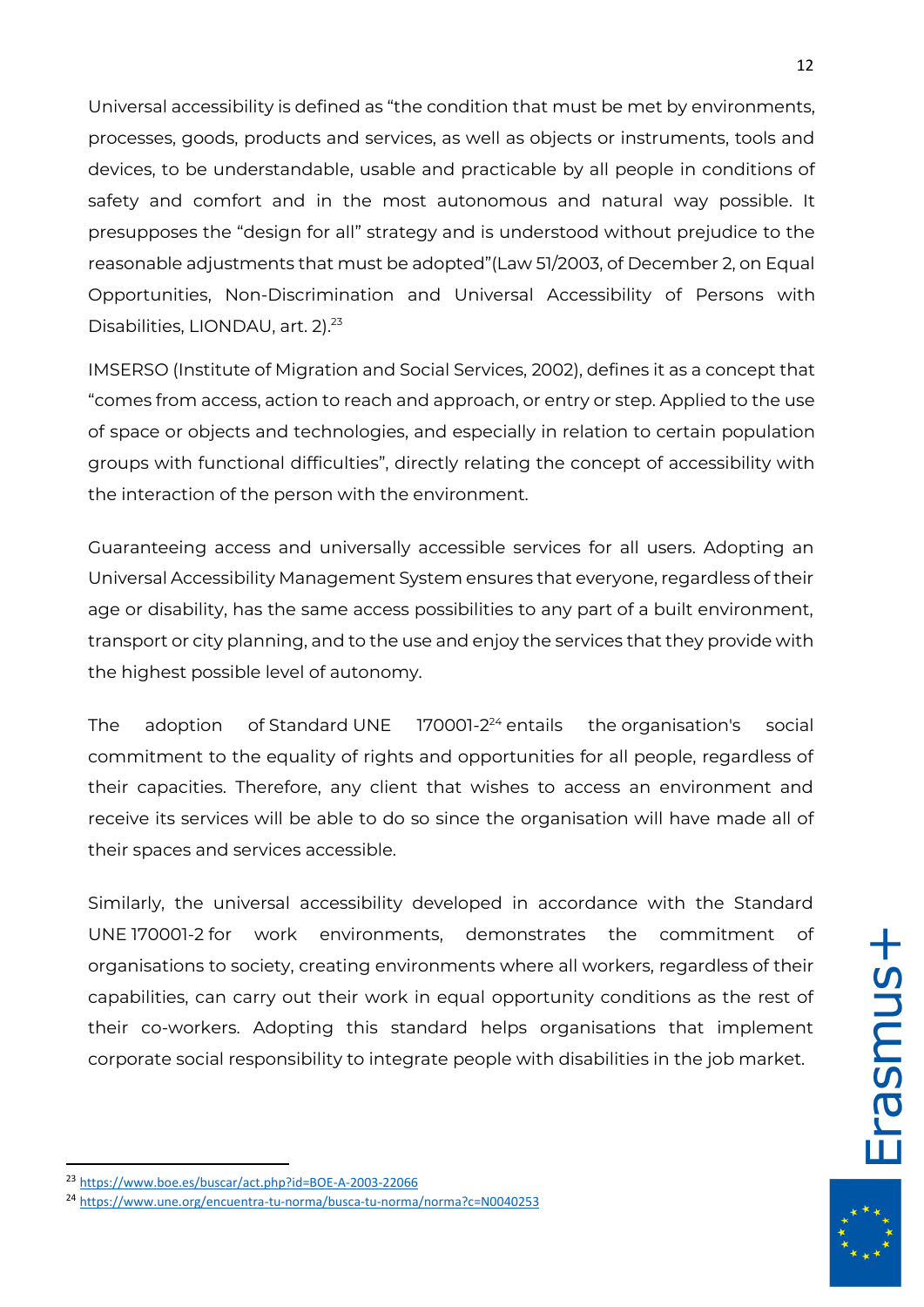Universal accessibility is defined as "the condition that must be met by environments, processes, goods, products and services, as well as objects or instruments, tools and devices, to be understandable, usable and practicable by all people in conditions of safety and comfort and in the most autonomous and natural way possible. It presupposes the "design for all" strategy and is understood without prejudice to the reasonable adjustments that must be adopted"(Law 51/2003, of December 2, on Equal Opportunities, Non-Discrimination and Universal Accessibility of Persons with Disabilities, LIONDAU, art. 2).[23]

IMSERSO (Institute of Migration and Social Services, 2002), defines it as a concept that "comes from access, action to reach and approach, or entry or step. Applied to the use of space or objects and technologies, and especially in relation to certain population groups with functional difficulties", directly relating the concept of accessibility with the interaction of the person with the environment.

Guaranteeing access and universally accessible services for all users. Adopting an Universal Accessibility Management System ensures that everyone, regardless of their age or disability, has the same access possibilities to any part of a built environment, transport or city planning, and to the use and enjoy the services that they provide with the highest possible level of autonomy.

The adoption of Standard UNE 170001-2[24] entails the organisation's social commitment to the equality of rights and opportunities for all people, regardless of their capacities. Therefore, any client that wishes to access an environment and receive its services will be able to do so since the organisation will have made all of their spaces and services accessible.

Similarly, the universal accessibility developed in accordance with the Standard UNE 170001-2 for work environments, demonstrates the commitment of organisations to society, creating environments where all workers, regardless of their capabilities, can carry out their work in equal opportunity conditions as the rest of their co-workers. Adopting this standard helps organisations that implement corporate social responsibility to integrate people with disabilities in the job market.

---

[23] https://www.boe.es/buscar/act.php?id=BOE-A-2003-22066

[24] https://www.une.org/encuentra-tu-norma/busca-tu-norma/norma?c=N0040253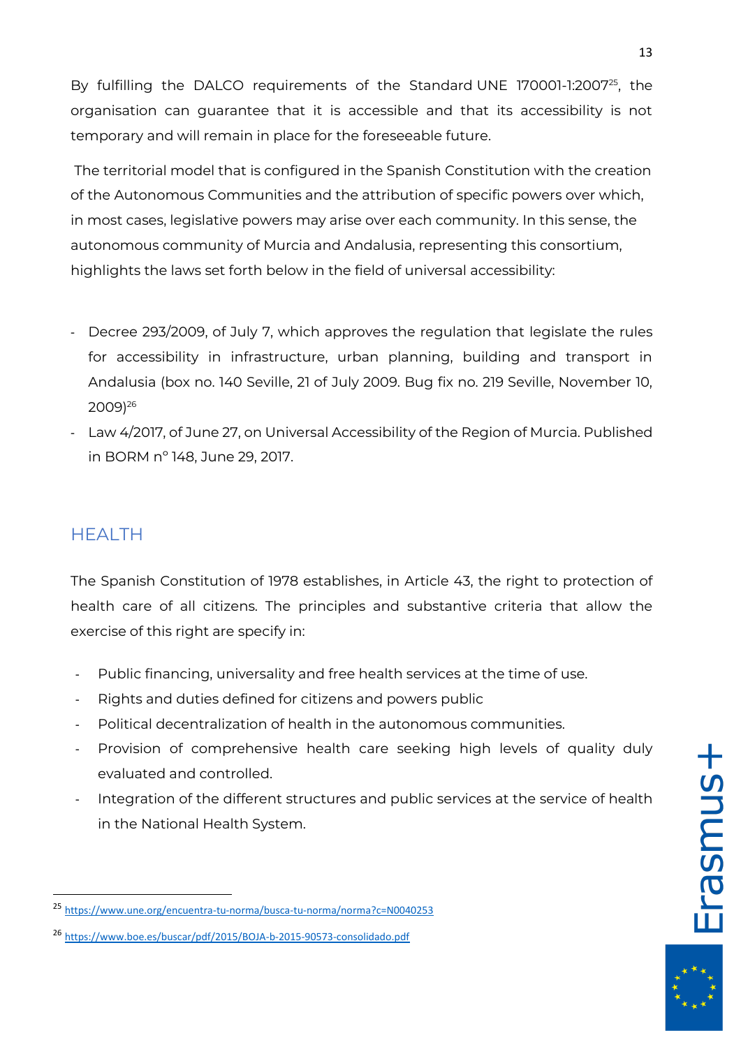By fulfilling the DALCO requirements of the Standard UNE 170001-1:2007[25], the organisation can guarantee that it is accessible and that its accessibility is not temporary and will remain in place for the foreseeable future.

The territorial model that is configured in the Spanish Constitution with the creation of the Autonomous Communities and the attribution of specific powers over which, in most cases, legislative powers may arise over each community. In this sense, the autonomous community of Murcia and Andalusia, representing this consortium, highlights the laws set forth below in the field of universal accessibility:

- Decree 293/2009, of July 7, which approves the regulation that legislate the rules for accessibility in infrastructure, urban planning, building and transport in Andalusia (box no. 140 Seville, 21 of July 2009. Bug fix no. 219 Seville, November 10, 2009)[26]
- Law 4/2017, of June 27, on Universal Accessibility of the Region of Murcia. Published in BORM nº 148, June 29, 2017.

## HEALTH

The Spanish Constitution of 1978 establishes, in Article 43, the right to protection of health care of all citizens. The principles and substantive criteria that allow the exercise of this right are specify in:

- Public financing, universality and free health services at the time of use.
- Rights and duties defined for citizens and powers public
- Political decentralization of health in the autonomous communities.
- Provision of comprehensive health care seeking high levels of quality duly evaluated and controlled.
- Integration of the different structures and public services at the service of health in the National Health System.

---

[25] https://www.une.org/encuentra-tu-norma/busca-tu-norma/norma?c=N0040253

[26] https://www.boe.es/buscar/pdf/2015/BOJA-b-2015-90573-consolidado.pdf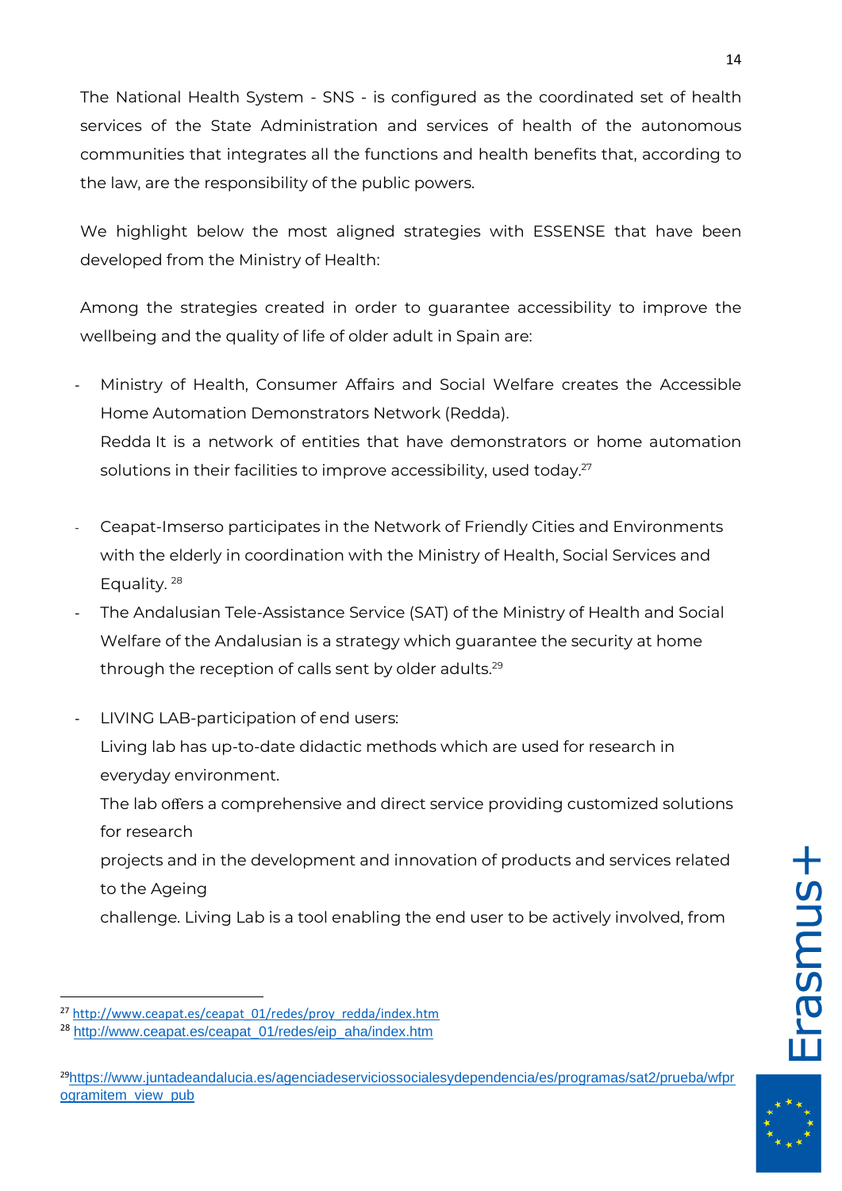The National Health System - SNS - is configured as the coordinated set of health services of the State Administration and services of health of the autonomous communities that integrates all the functions and health benefits that, according to the law, are the responsibility of the public powers.

We highlight below the most aligned strategies with ESSENSE that have been developed from the Ministry of Health:

Among the strategies created in order to guarantee accessibility to improve the wellbeing and the quality of life of older adult in Spain are:

- Ministry of Health, Consumer Affairs and Social Welfare creates the Accessible Home Automation Demonstrators Network (Redda).
  Redda It is a network of entities that have demonstrators or home automation solutions in their facilities to improve accessibility, used today.[27]

- Ceapat-Imserso participates in the Network of Friendly Cities and Environments with the elderly in coordination with the Ministry of Health, Social Services and Equality. [28]
- The Andalusian Tele-Assistance Service (SAT) of the Ministry of Health and Social Welfare of the Andalusian is a strategy which guarantee the security at home through the reception of calls sent by older adults.[29]

- LIVING LAB-participation of end users:
  Living lab has up-to-date didactic methods which are used for research in everyday environment.
  The lab offers a comprehensive and direct service providing customized solutions for research
  projects and in the development and innovation of products and services related to the Ageing
  challenge. Living Lab is a tool enabling the end user to be actively involved, from

---

[27] http://www.ceapat.es/ceapat_01/redes/proy_redda/index.htm

[28] http://www.ceapat.es/ceapat_01/redes/eip_aha/index.htm

[29] https://www.juntadeandalucia.es/agenciadeserviciossocialesydependencia/es/programas/sat2/prueba/wfprogramitem_view_pub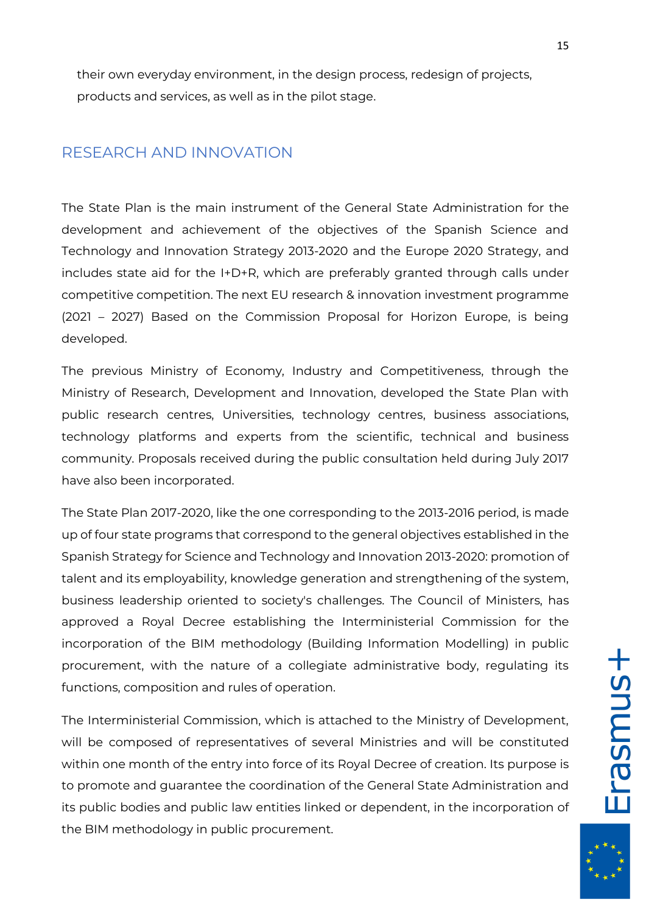their own everyday environment, in the design process, redesign of projects, products and services, as well as in the pilot stage.

## RESEARCH AND INNOVATION

The State Plan is the main instrument of the General State Administration for the development and achievement of the objectives of the Spanish Science and Technology and Innovation Strategy 2013-2020 and the Europe 2020 Strategy, and includes state aid for the I+D+R, which are preferably granted through calls under competitive competition. The next EU research & innovation investment programme (2021 – 2027) Based on the Commission Proposal for Horizon Europe, is being developed.

The previous Ministry of Economy, Industry and Competitiveness, through the Ministry of Research, Development and Innovation, developed the State Plan with public research centres, Universities, technology centres, business associations, technology platforms and experts from the scientific, technical and business community. Proposals received during the public consultation held during July 2017 have also been incorporated.

The State Plan 2017-2020, like the one corresponding to the 2013-2016 period, is made up of four state programs that correspond to the general objectives established in the Spanish Strategy for Science and Technology and Innovation 2013-2020: promotion of talent and its employability, knowledge generation and strengthening of the system, business leadership oriented to society's challenges. The Council of Ministers, has approved a Royal Decree establishing the Interministerial Commission for the incorporation of the BIM methodology (Building Information Modelling) in public procurement, with the nature of a collegiate administrative body, regulating its functions, composition and rules of operation.

The Interministerial Commission, which is attached to the Ministry of Development, will be composed of representatives of several Ministries and will be constituted within one month of the entry into force of its Royal Decree of creation. Its purpose is to promote and guarantee the coordination of the General State Administration and its public bodies and public law entities linked or dependent, in the incorporation of the BIM methodology in public procurement.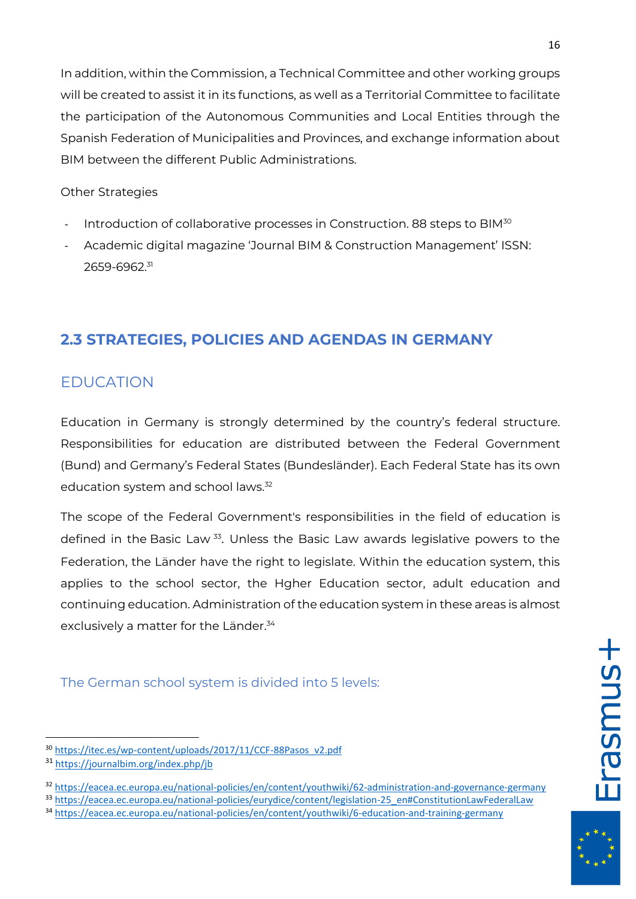In addition, within the Commission, a Technical Committee and other working groups will be created to assist it in its functions, as well as a Territorial Committee to facilitate the participation of the Autonomous Communities and Local Entities through the Spanish Federation of Municipalities and Provinces, and exchange information about BIM between the different Public Administrations.

Other Strategies

- Introduction of collaborative processes in Construction. 88 steps to BIM[30]
- Academic digital magazine 'Journal BIM & Construction Management' ISSN: 2659-6962.[31]

## 2.3 STRATEGIES, POLICIES AND AGENDAS IN GERMANY

### EDUCATION

Education in Germany is strongly determined by the country's federal structure. Responsibilities for education are distributed between the Federal Government (Bund) and Germany's Federal States (Bundesländer). Each Federal State has its own education system and school laws.[32]

The scope of the Federal Government's responsibilities in the field of education is defined in the Basic Law [33]. Unless the Basic Law awards legislative powers to the Federation, the Länder have the right to legislate. Within the education system, this applies to the school sector, the Hgher Education sector, adult education and continuing education. Administration of the education system in these areas is almost exclusively a matter for the Länder.[34]

#### The German school system is divided into 5 levels:

---

[30] https://itec.es/wp-content/uploads/2017/11/CCF-88Pasos_v2.pdf

[31] https://journalbim.org/index.php/jb

[32] https://eacea.ec.europa.eu/national-policies/en/content/youthwiki/62-administration-and-governance-germany

[33] https://eacea.ec.europa.eu/national-policies/eurydice/content/legislation-25_en#ConstitutionLawFederalLaw

[34] https://eacea.ec.europa.eu/national-policies/en/content/youthwiki/6-education-and-training-germany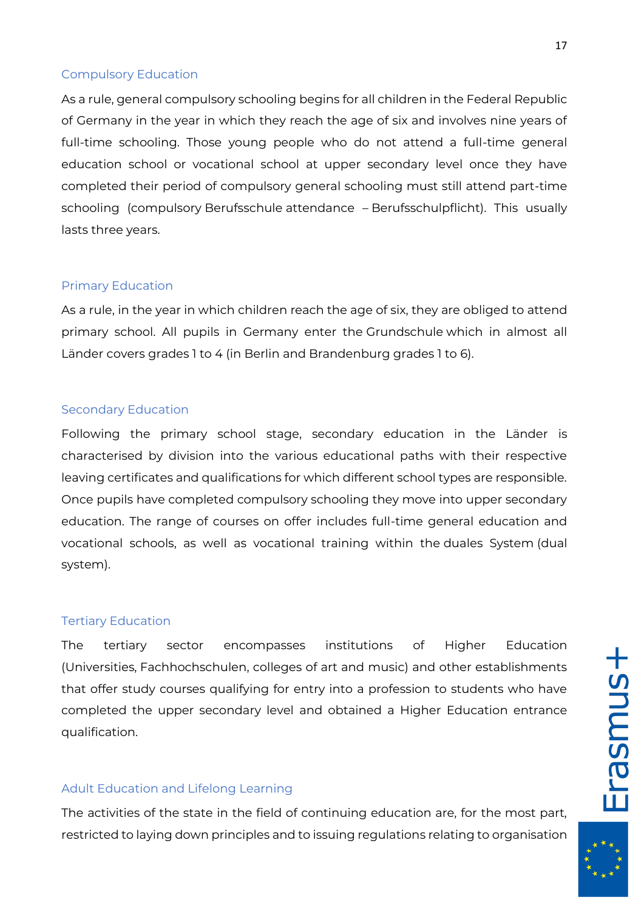### Compulsory Education

As a rule, general compulsory schooling begins for all children in the Federal Republic of Germany in the year in which they reach the age of six and involves nine years of full-time schooling. Those young people who do not attend a full-time general education school or vocational school at upper secondary level once they have completed their period of compulsory general schooling must still attend part-time schooling (compulsory Berufsschule attendance – Berufsschulpflicht). This usually lasts three years.

### Primary Education

As a rule, in the year in which children reach the age of six, they are obliged to attend primary school. All pupils in Germany enter the Grundschule which in almost all Länder covers grades 1 to 4 (in Berlin and Brandenburg grades 1 to 6).

### Secondary Education

Following the primary school stage, secondary education in the Länder is characterised by division into the various educational paths with their respective leaving certificates and qualifications for which different school types are responsible. Once pupils have completed compulsory schooling they move into upper secondary education. The range of courses on offer includes full-time general education and vocational schools, as well as vocational training within the duales System (dual system).

### Tertiary Education

The tertiary sector encompasses institutions of Higher Education (Universities, Fachhochschulen, colleges of art and music) and other establishments that offer study courses qualifying for entry into a profession to students who have completed the upper secondary level and obtained a Higher Education entrance qualification.

### Adult Education and Lifelong Learning

The activities of the state in the field of continuing education are, for the most part, restricted to laying down principles and to issuing regulations relating to organisation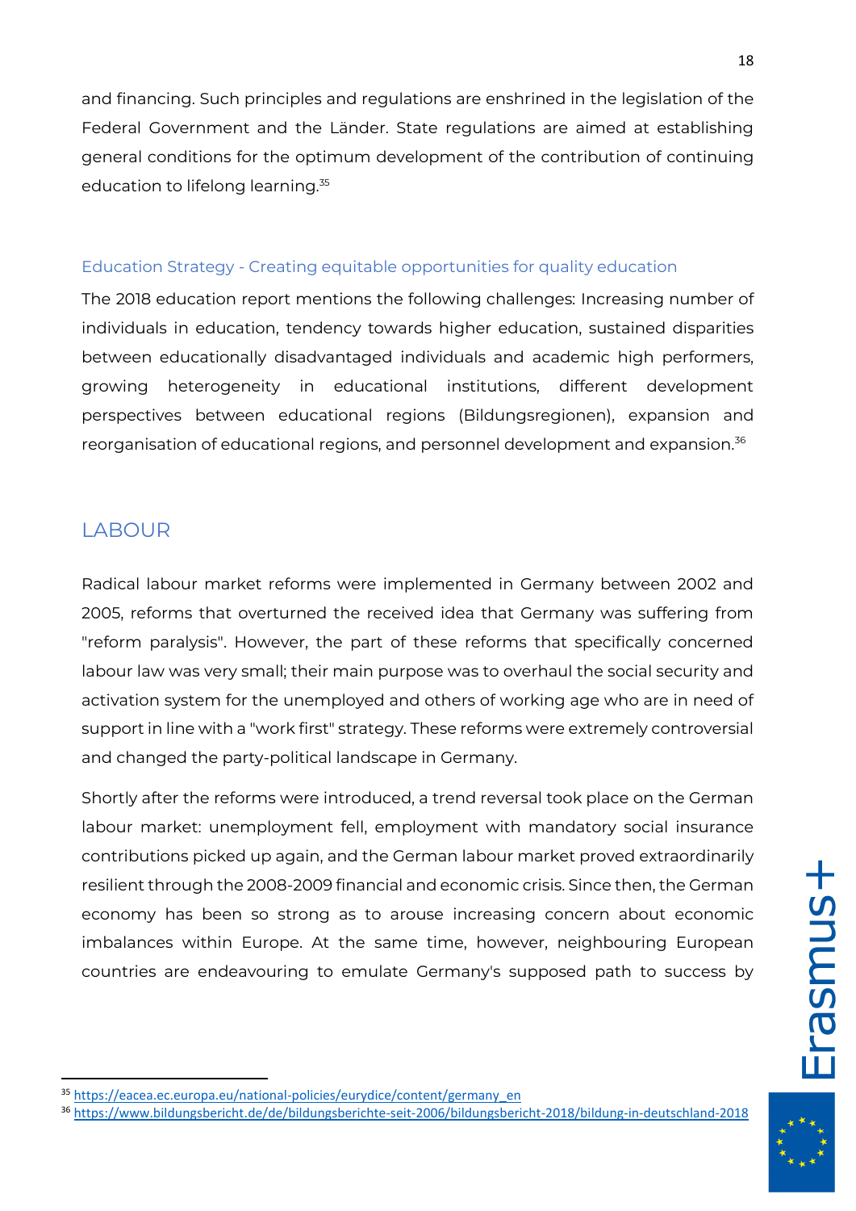and financing. Such principles and regulations are enshrined in the legislation of the Federal Government and the Länder. State regulations are aimed at establishing general conditions for the optimum development of the contribution of continuing education to lifelong learning.[35]

### Education Strategy - Creating equitable opportunities for quality education

The 2018 education report mentions the following challenges: Increasing number of individuals in education, tendency towards higher education, sustained disparities between educationally disadvantaged individuals and academic high performers, growing heterogeneity in educational institutions, different development perspectives between educational regions (Bildungsregionen), expansion and reorganisation of educational regions, and personnel development and expansion.[36]

## LABOUR

Radical labour market reforms were implemented in Germany between 2002 and 2005, reforms that overturned the received idea that Germany was suffering from "reform paralysis". However, the part of these reforms that specifically concerned labour law was very small; their main purpose was to overhaul the social security and activation system for the unemployed and others of working age who are in need of support in line with a "work first" strategy. These reforms were extremely controversial and changed the party-political landscape in Germany.

Shortly after the reforms were introduced, a trend reversal took place on the German labour market: unemployment fell, employment with mandatory social insurance contributions picked up again, and the German labour market proved extraordinarily resilient through the 2008-2009 financial and economic crisis. Since then, the German economy has been so strong as to arouse increasing concern about economic imbalances within Europe. At the same time, however, neighbouring European countries are endeavouring to emulate Germany's supposed path to success by

---

[35] https://eacea.ec.europa.eu/national-policies/eurydice/content/germany_en

[36] https://www.bildungsbericht.de/de/bildungsberichte-seit-2006/bildungsbericht-2018/bildung-in-deutschland-2018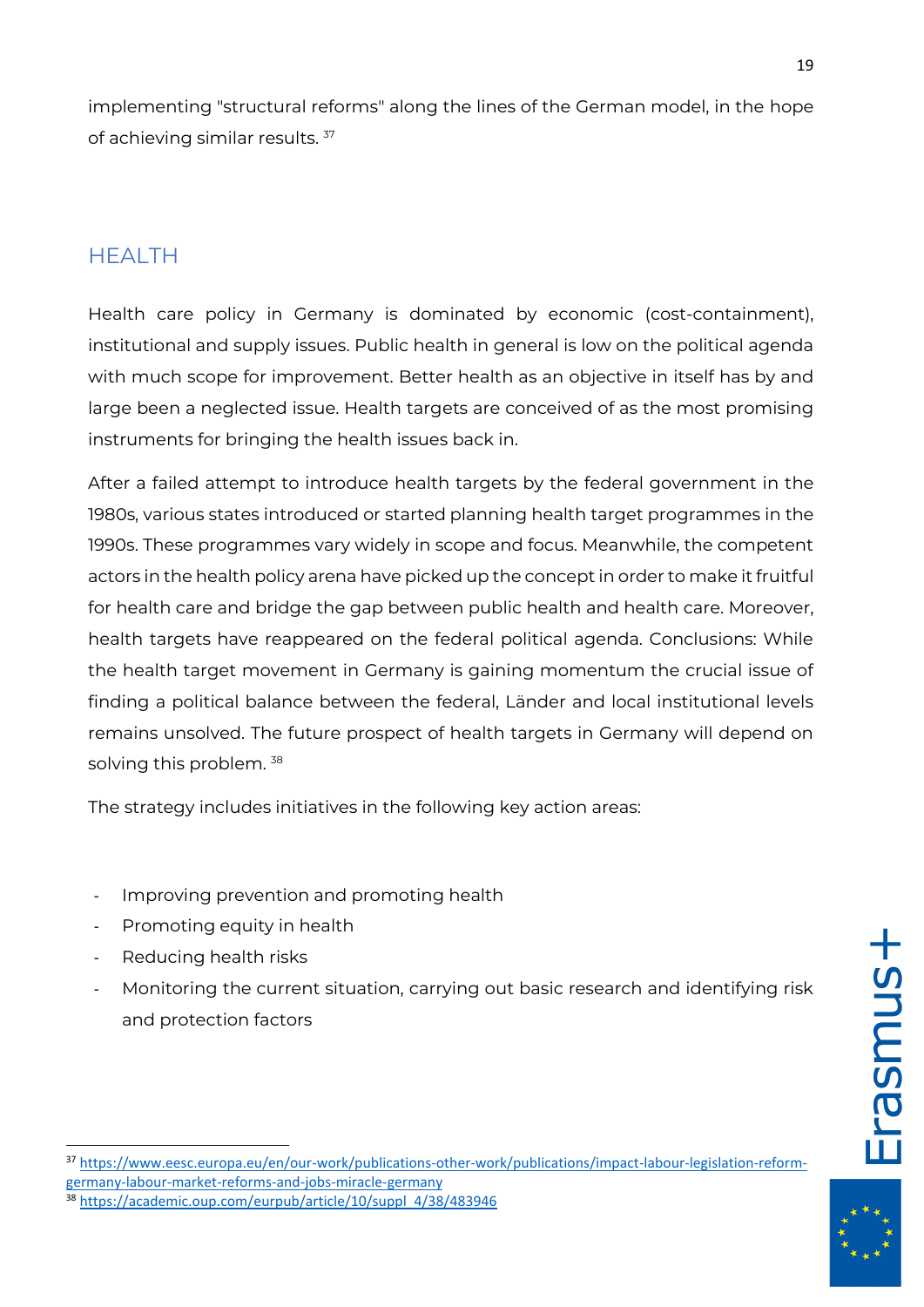implementing "structural reforms" along the lines of the German model, in the hope of achieving similar results. [37]

## HEALTH

Health care policy in Germany is dominated by economic (cost-containment), institutional and supply issues. Public health in general is low on the political agenda with much scope for improvement. Better health as an objective in itself has by and large been a neglected issue. Health targets are conceived of as the most promising instruments for bringing the health issues back in.

After a failed attempt to introduce health targets by the federal government in the 1980s, various states introduced or started planning health target programmes in the 1990s. These programmes vary widely in scope and focus. Meanwhile, the competent actors in the health policy arena have picked up the concept in order to make it fruitful for health care and bridge the gap between public health and health care. Moreover, health targets have reappeared on the federal political agenda. Conclusions: While the health target movement in Germany is gaining momentum the crucial issue of finding a political balance between the federal, Länder and local institutional levels remains unsolved. The future prospect of health targets in Germany will depend on solving this problem. [38]

The strategy includes initiatives in the following key action areas:

- Improving prevention and promoting health
- Promoting equity in health
- Reducing health risks
- Monitoring the current situation, carrying out basic research and identifying risk and protection factors

[37] https://www.eesc.europa.eu/en/our-work/publications-other-work/publications/impact-labour-legislation-reform-germany-labour-market-reforms-and-jobs-miracle-germany

[38] https://academic.oup.com/eurpub/article/10/suppl_4/38/483946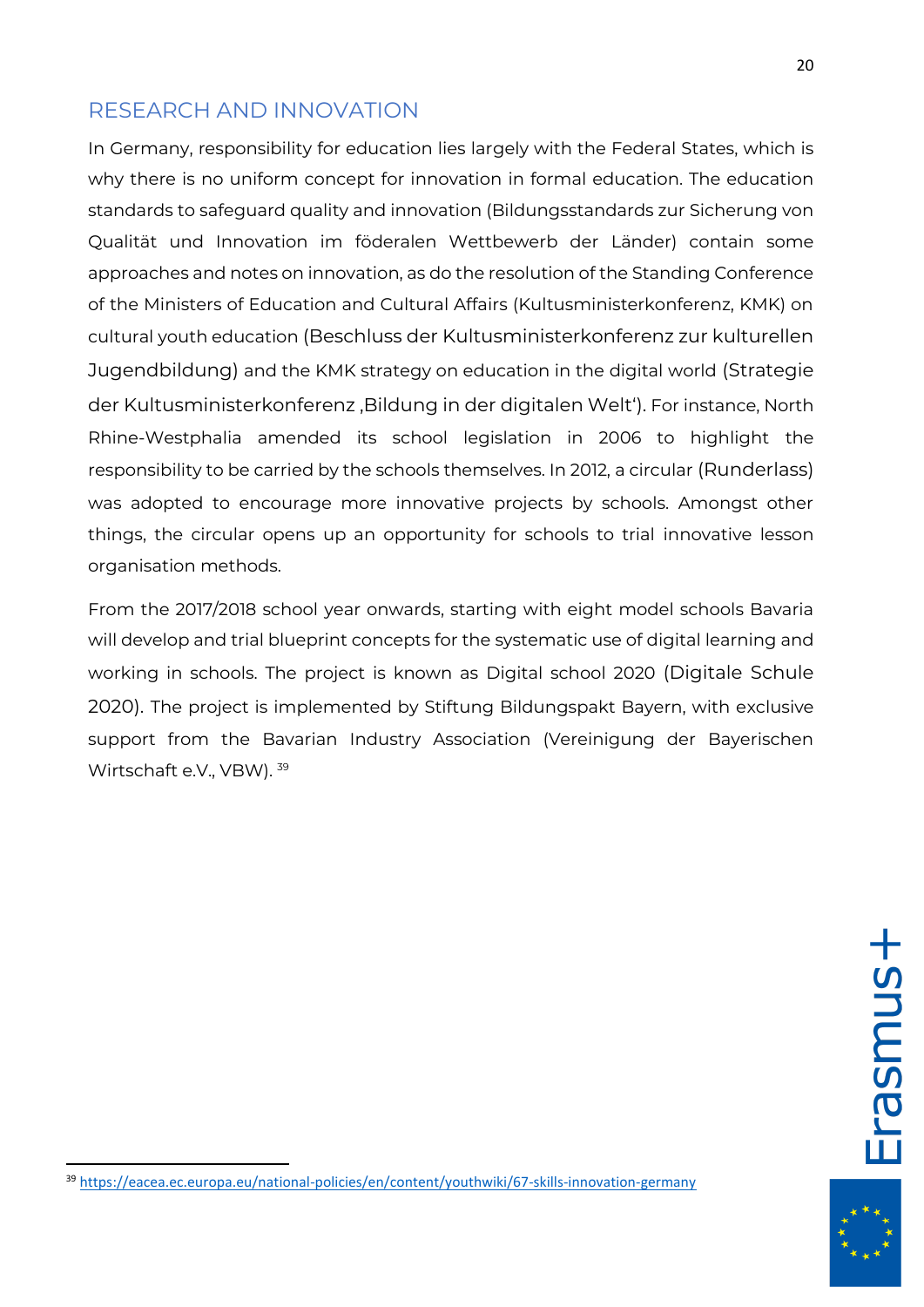## RESEARCH AND INNOVATION

In Germany, responsibility for education lies largely with the Federal States, which is why there is no uniform concept for innovation in formal education. The education standards to safeguard quality and innovation (Bildungsstandards zur Sicherung von Qualität und Innovation im föderalen Wettbewerb der Länder) contain some approaches and notes on innovation, as do the resolution of the Standing Conference of the Ministers of Education and Cultural Affairs (Kultusministerkonferenz, KMK) on cultural youth education (Beschluss der Kultusministerkonferenz zur kulturellen Jugendbildung) and the KMK strategy on education in the digital world (Strategie der Kultusministerkonferenz ‚Bildung in der digitalen Welt'). For instance, North Rhine-Westphalia amended its school legislation in 2006 to highlight the responsibility to be carried by the schools themselves. In 2012, a circular (Runderlass) was adopted to encourage more innovative projects by schools. Amongst other things, the circular opens up an opportunity for schools to trial innovative lesson organisation methods.

From the 2017/2018 school year onwards, starting with eight model schools Bavaria will develop and trial blueprint concepts for the systematic use of digital learning and working in schools. The project is known as Digital school 2020 (Digitale Schule 2020). The project is implemented by Stiftung Bildungspakt Bayern, with exclusive support from the Bavarian Industry Association (Vereinigung der Bayerischen Wirtschaft e.V., VBW). [39]

---

[39] https://eacea.ec.europa.eu/national-policies/en/content/youthwiki/67-skills-innovation-germany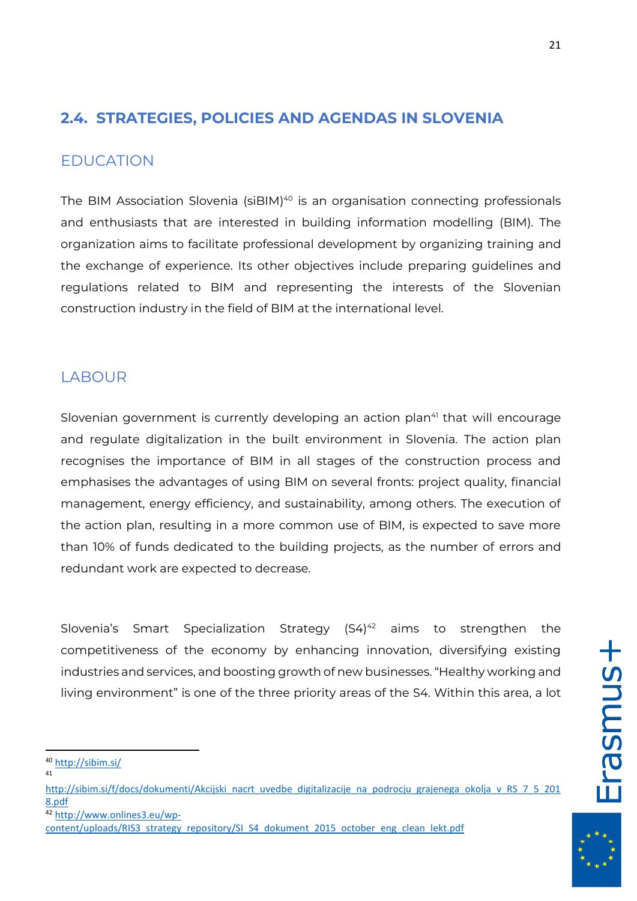## 2.4. STRATEGIES, POLICIES AND AGENDAS IN SLOVENIA

### EDUCATION

The BIM Association Slovenia (siBIM)[40] is an organisation connecting professionals and enthusiasts that are interested in building information modelling (BIM). The organization aims to facilitate professional development by organizing training and the exchange of experience. Its other objectives include preparing guidelines and regulations related to BIM and representing the interests of the Slovenian construction industry in the field of BIM at the international level.

### LABOUR

Slovenian government is currently developing an action plan[41] that will encourage and regulate digitalization in the built environment in Slovenia. The action plan recognises the importance of BIM in all stages of the construction process and emphasises the advantages of using BIM on several fronts: project quality, financial management, energy efficiency, and sustainability, among others. The execution of the action plan, resulting in a more common use of BIM, is expected to save more than 10% of funds dedicated to the building projects, as the number of errors and redundant work are expected to decrease.

Slovenia's Smart Specialization Strategy (S4)[42] aims to strengthen the competitiveness of the economy by enhancing innovation, diversifying existing industries and services, and boosting growth of new businesses. "Healthy working and living environment" is one of the three priority areas of the S4. Within this area, a lot

---

[40] http://sibim.si/

[41] http://sibim.si/f/docs/dokumenti/Akcijski_nacrt_uvedbe_digitalizacije_na_podrocju_grajenega_okolja_v_RS_7_5_2018.pdf

[42] http://www.onlines3.eu/wp-content/uploads/RIS3_strategy_repository/SI_S4_dokument_2015_october_eng_clean_lekt.pdf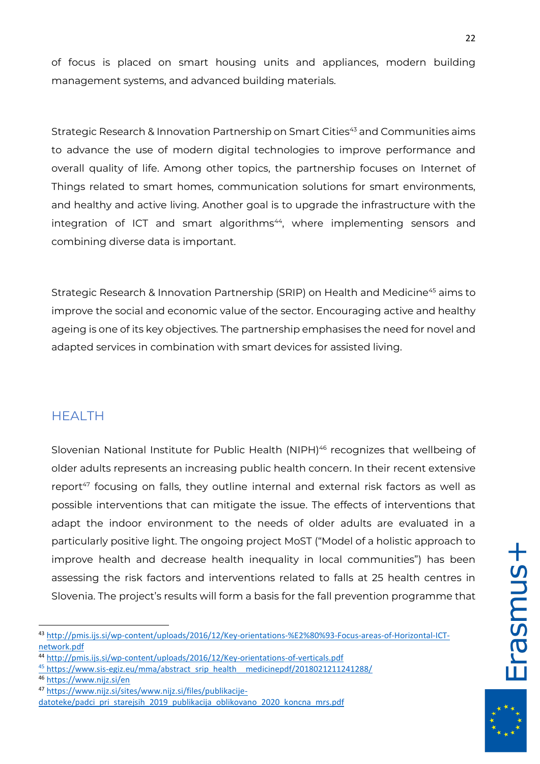of focus is placed on smart housing units and appliances, modern building management systems, and advanced building materials.

Strategic Research & Innovation Partnership on Smart Cities[43] and Communities aims to advance the use of modern digital technologies to improve performance and overall quality of life. Among other topics, the partnership focuses on Internet of Things related to smart homes, communication solutions for smart environments, and healthy and active living. Another goal is to upgrade the infrastructure with the integration of ICT and smart algorithms[44], where implementing sensors and combining diverse data is important.

Strategic Research & Innovation Partnership (SRIP) on Health and Medicine[45] aims to improve the social and economic value of the sector. Encouraging active and healthy ageing is one of its key objectives. The partnership emphasises the need for novel and adapted services in combination with smart devices for assisted living.

## HEALTH

Slovenian National Institute for Public Health (NIPH)[46] recognizes that wellbeing of older adults represents an increasing public health concern. In their recent extensive report[47] focusing on falls, they outline internal and external risk factors as well as possible interventions that can mitigate the issue. The effects of interventions that adapt the indoor environment to the needs of older adults are evaluated in a particularly positive light. The ongoing project MoST ("Model of a holistic approach to improve health and decrease health inequality in local communities") has been assessing the risk factors and interventions related to falls at 25 health centres in Slovenia. The project's results will form a basis for the fall prevention programme that

---

[43] http://pmis.ijs.si/wp-content/uploads/2016/12/Key-orientations-%E2%80%93-Focus-areas-of-Horizontal-ICT-network.pdf

[44] http://pmis.ijs.si/wp-content/uploads/2016/12/Key-orientations-of-verticals.pdf

[45] https://www.sis-egiz.eu/mma/abstract_srip_health__medicinepdf/2018021211241288/

[46] https://www.nijz.si/en

[47] https://www.nijz.si/sites/www.nijz.si/files/publikacije-datoteke/padci_pri_starejsih_2019_publikacija_oblikovano_2020_koncna_mrs.pdf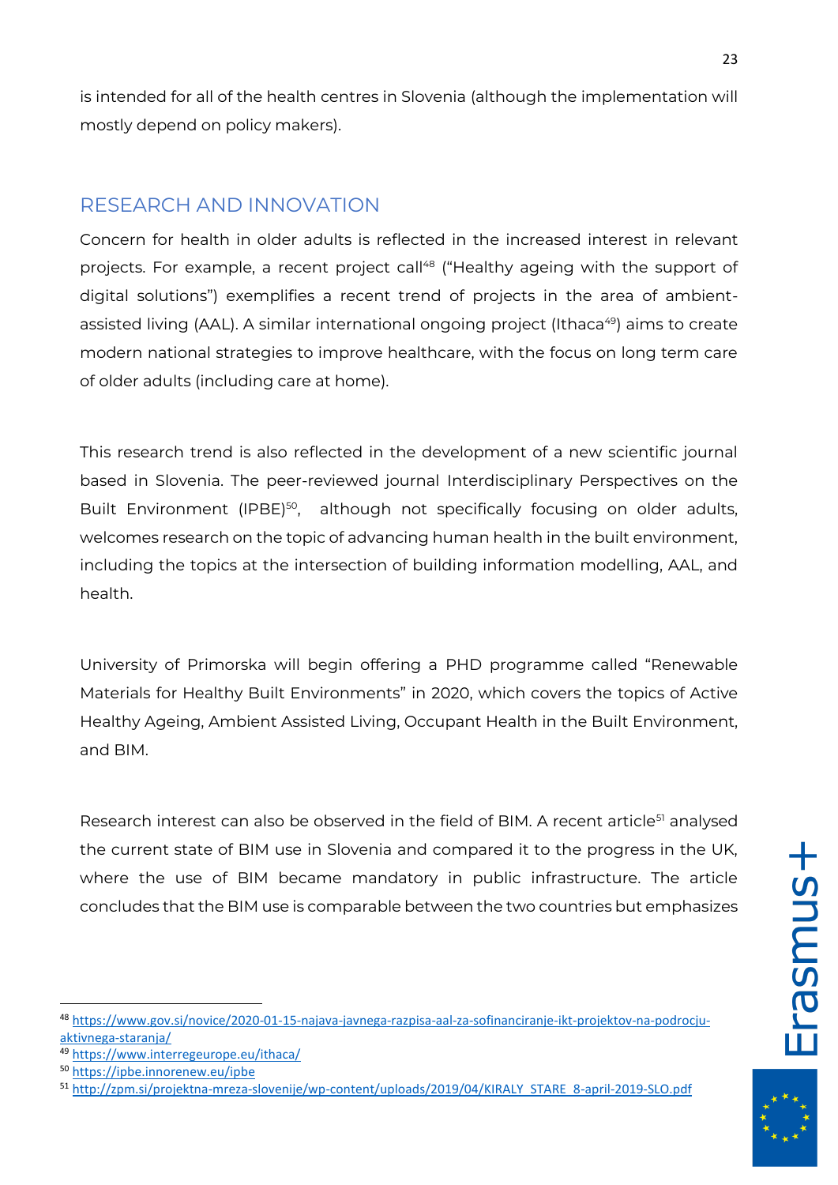is intended for all of the health centres in Slovenia (although the implementation will mostly depend on policy makers).

## RESEARCH AND INNOVATION

Concern for health in older adults is reflected in the increased interest in relevant projects. For example, a recent project call[48] ("Healthy ageing with the support of digital solutions") exemplifies a recent trend of projects in the area of ambient-assisted living (AAL). A similar international ongoing project (Ithaca[49]) aims to create modern national strategies to improve healthcare, with the focus on long term care of older adults (including care at home).

This research trend is also reflected in the development of a new scientific journal based in Slovenia. The peer-reviewed journal Interdisciplinary Perspectives on the Built Environment (IPBE)[50], although not specifically focusing on older adults, welcomes research on the topic of advancing human health in the built environment, including the topics at the intersection of building information modelling, AAL, and health.

University of Primorska will begin offering a PHD programme called "Renewable Materials for Healthy Built Environments" in 2020, which covers the topics of Active Healthy Ageing, Ambient Assisted Living, Occupant Health in the Built Environment, and BIM.

Research interest can also be observed in the field of BIM. A recent article[51] analysed the current state of BIM use in Slovenia and compared it to the progress in the UK, where the use of BIM became mandatory in public infrastructure. The article concludes that the BIM use is comparable between the two countries but emphasizes

[48] https://www.gov.si/novice/2020-01-15-najava-javnega-razpisa-aal-za-sofinanciranje-ikt-projektov-na-podrocju-aktivnega-staranja/

[49] https://www.interregeurope.eu/ithaca/

[50] https://ipbe.innorenew.eu/ipbe

[51] http://zpm.si/projektna-mreza-slovenije/wp-content/uploads/2019/04/KIRALY_STARE_8-april-2019-SLO.pdf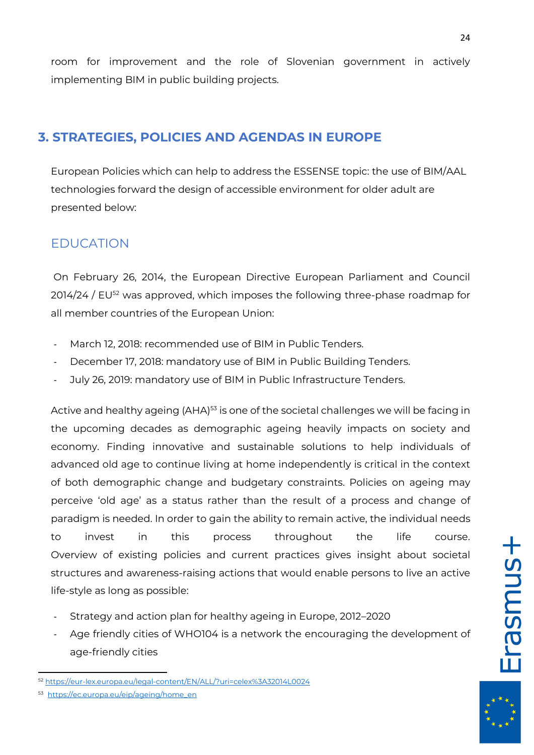room for improvement and the role of Slovenian government in actively implementing BIM in public building projects.

## 3. STRATEGIES, POLICIES AND AGENDAS IN EUROPE

European Policies which can help to address the ESSENSE topic: the use of BIM/AAL technologies forward the design of accessible environment for older adult are presented below:

### EDUCATION

On February 26, 2014, the European Directive European Parliament and Council 2014/24 / EU[52] was approved, which imposes the following three-phase roadmap for all member countries of the European Union:

- March 12, 2018: recommended use of BIM in Public Tenders.
- December 17, 2018: mandatory use of BIM in Public Building Tenders.
- July 26, 2019: mandatory use of BIM in Public Infrastructure Tenders.

Active and healthy ageing (AHA)[53] is one of the societal challenges we will be facing in the upcoming decades as demographic ageing heavily impacts on society and economy. Finding innovative and sustainable solutions to help individuals of advanced old age to continue living at home independently is critical in the context of both demographic change and budgetary constraints. Policies on ageing may perceive 'old age' as a status rather than the result of a process and change of paradigm is needed. In order to gain the ability to remain active, the individual needs to invest in this process throughout the life course. Overview of existing policies and current practices gives insight about societal structures and awareness-raising actions that would enable persons to live an active life-style as long as possible:

- Strategy and action plan for healthy ageing in Europe, 2012–2020
- Age friendly cities of WHO104 is a network the encouraging the development of age-friendly cities

[52] https://eur-lex.europa.eu/legal-content/EN/ALL/?uri=celex%3A32014L0024

[53] https://ec.europa.eu/eip/ageing/home_en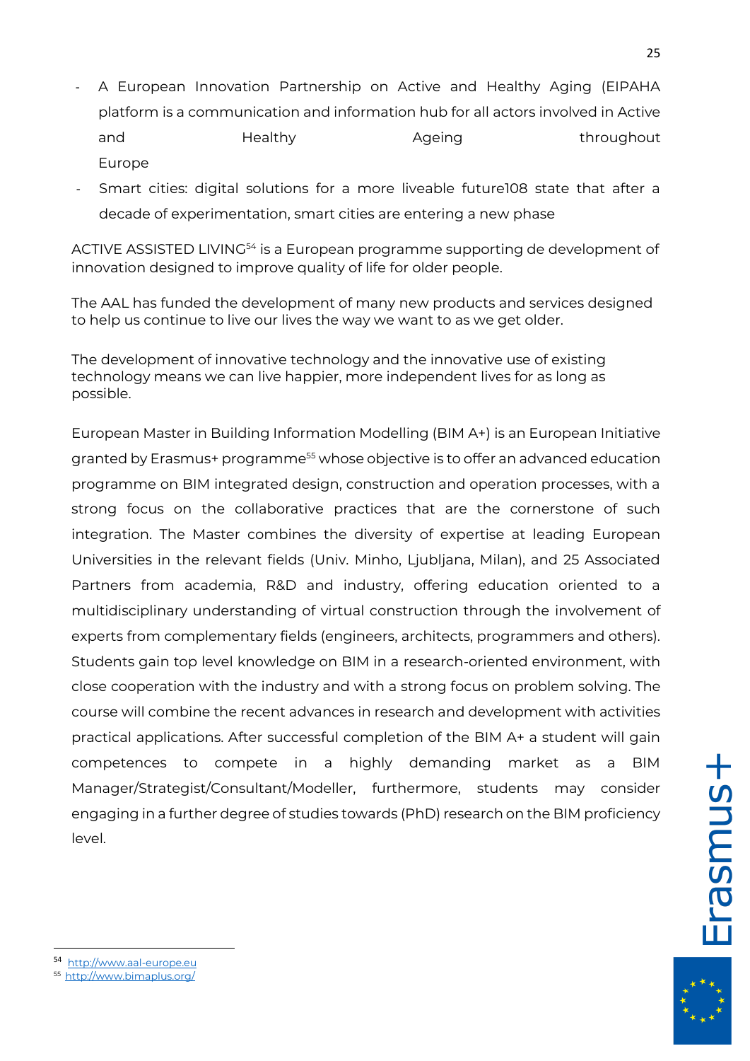- A European Innovation Partnership on Active and Healthy Aging (EIPAHA platform is a communication and information hub for all actors involved in Active and Healthy Ageing throughout Europe
- Smart cities: digital solutions for a more liveable future108 state that after a decade of experimentation, smart cities are entering a new phase

ACTIVE ASSISTED LIVING[54] is a European programme supporting de development of innovation designed to improve quality of life for older people.

The AAL has funded the development of many new products and services designed to help us continue to live our lives the way we want to as we get older.

The development of innovative technology and the innovative use of existing technology means we can live happier, more independent lives for as long as possible.

European Master in Building Information Modelling (BIM A+) is an European Initiative granted by Erasmus+ programme[55] whose objective is to offer an advanced education programme on BIM integrated design, construction and operation processes, with a strong focus on the collaborative practices that are the cornerstone of such integration. The Master combines the diversity of expertise at leading European Universities in the relevant fields (Univ. Minho, Ljubljana, Milan), and 25 Associated Partners from academia, R&D and industry, offering education oriented to a multidisciplinary understanding of virtual construction through the involvement of experts from complementary fields (engineers, architects, programmers and others). Students gain top level knowledge on BIM in a research-oriented environment, with close cooperation with the industry and with a strong focus on problem solving. The course will combine the recent advances in research and development with activities practical applications. After successful completion of the BIM A+ a student will gain competences to compete in a highly demanding market as a BIM Manager/Strategist/Consultant/Modeller, furthermore, students may consider engaging in a further degree of studies towards (PhD) research on the BIM proficiency level.

---

[54] http://www.aal-europe.eu

[55] http://www.bimaplus.org/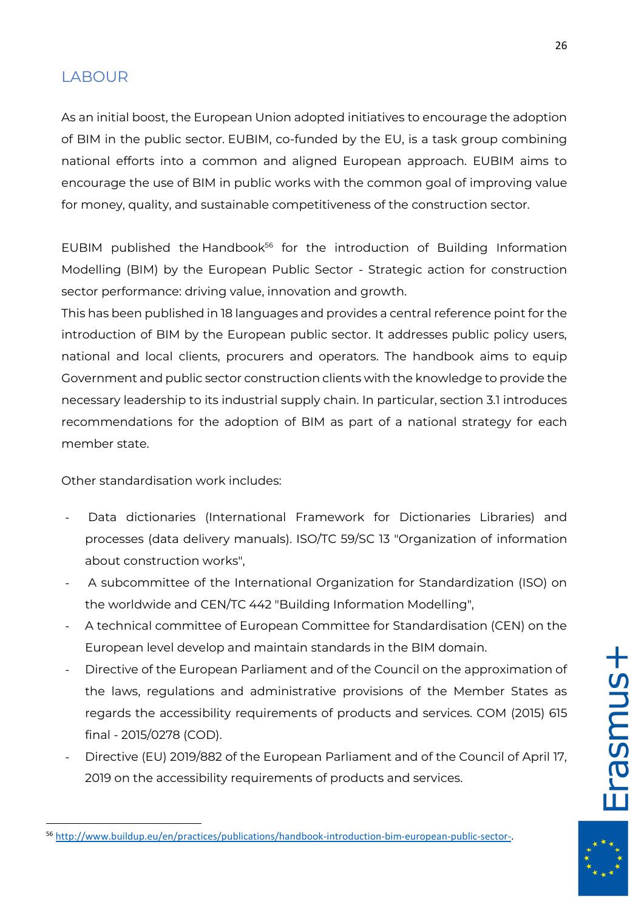## LABOUR

As an initial boost, the European Union adopted initiatives to encourage the adoption of BIM in the public sector. EUBIM, co-funded by the EU, is a task group combining national efforts into a common and aligned European approach. EUBIM aims to encourage the use of BIM in public works with the common goal of improving value for money, quality, and sustainable competitiveness of the construction sector.

EUBIM published the Handbook[56] for the introduction of Building Information Modelling (BIM) by the European Public Sector - Strategic action for construction sector performance: driving value, innovation and growth.
This has been published in 18 languages and provides a central reference point for the introduction of BIM by the European public sector. It addresses public policy users, national and local clients, procurers and operators. The handbook aims to equip Government and public sector construction clients with the knowledge to provide the necessary leadership to its industrial supply chain. In particular, section 3.1 introduces recommendations for the adoption of BIM as part of a national strategy for each member state.

Other standardisation work includes:

- Data dictionaries (International Framework for Dictionaries Libraries) and processes (data delivery manuals). ISO/TC 59/SC 13 "Organization of information about construction works",
- A subcommittee of the International Organization for Standardization (ISO) on the worldwide and CEN/TC 442 "Building Information Modelling",
- A technical committee of European Committee for Standardisation (CEN) on the European level develop and maintain standards in the BIM domain.
- Directive of the European Parliament and of the Council on the approximation of the laws, regulations and administrative provisions of the Member States as regards the accessibility requirements of products and services. COM (2015) 615 final - 2015/0278 (COD).
- Directive (EU) 2019/882 of the European Parliament and of the Council of April 17, 2019 on the accessibility requirements of products and services.

[56] http://www.buildup.eu/en/practices/publications/handbook-introduction-bim-european-public-sector-.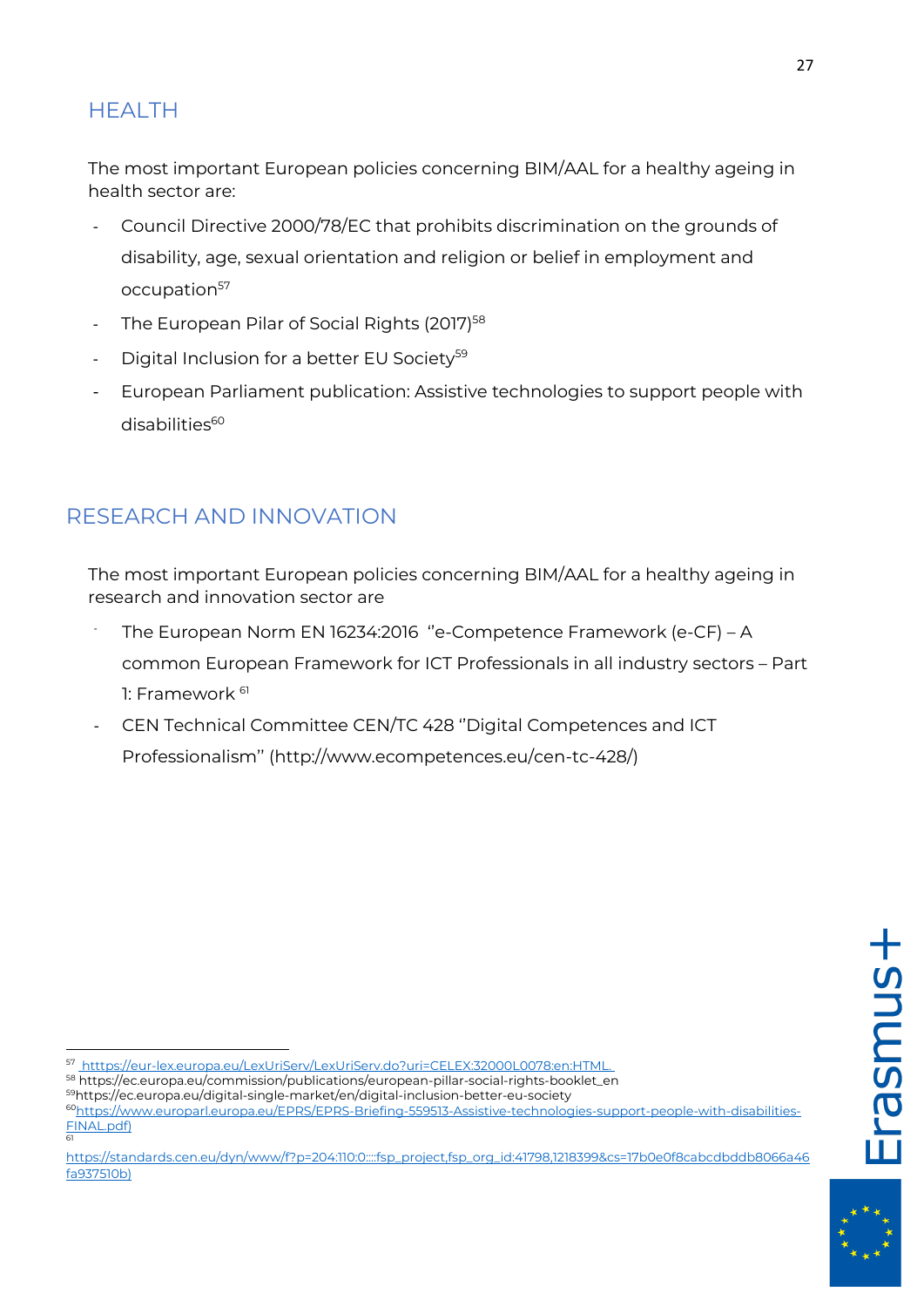## HEALTH

The most important European policies concerning BIM/AAL for a healthy ageing in health sector are:

- Council Directive 2000/78/EC that prohibits discrimination on the grounds of disability, age, sexual orientation and religion or belief in employment and occupation[57]
- The European Pilar of Social Rights (2017)[58]
- Digital Inclusion for a better EU Society[59]
- European Parliament publication: Assistive technologies to support people with disabilities[60]

## RESEARCH AND INNOVATION

The most important European policies concerning BIM/AAL for a healthy ageing in research and innovation sector are

- The European Norm EN 16234:2016 ''e-Competence Framework (e-CF) – A common European Framework for ICT Professionals in all industry sectors – Part 1: Framework [61]
- CEN Technical Committee CEN/TC 428 ''Digital Competences and ICT Professionalism'' (http://www.ecompetences.eu/cen-tc-428/)

---

[57] https://eur-lex.europa.eu/LexUriServ/LexUriServ.do?uri=CELEX:32000L0078:en:HTML.

[58] https://ec.europa.eu/commission/publications/european-pillar-social-rights-booklet_en

[59] https://ec.europa.eu/digital-single-market/en/digital-inclusion-better-eu-society

[60] https://www.europarl.europa.eu/EPRS/EPRS-Briefing-559513-Assistive-technologies-support-people-with-disabilities-FINAL.pdf)

[61] https://standards.cen.eu/dyn/www/f?p=204:110:0::::fsp_project,fsp_org_id:41798,1218399&cs=17b0e0f8cabcdbddb8066a46fa937510b)